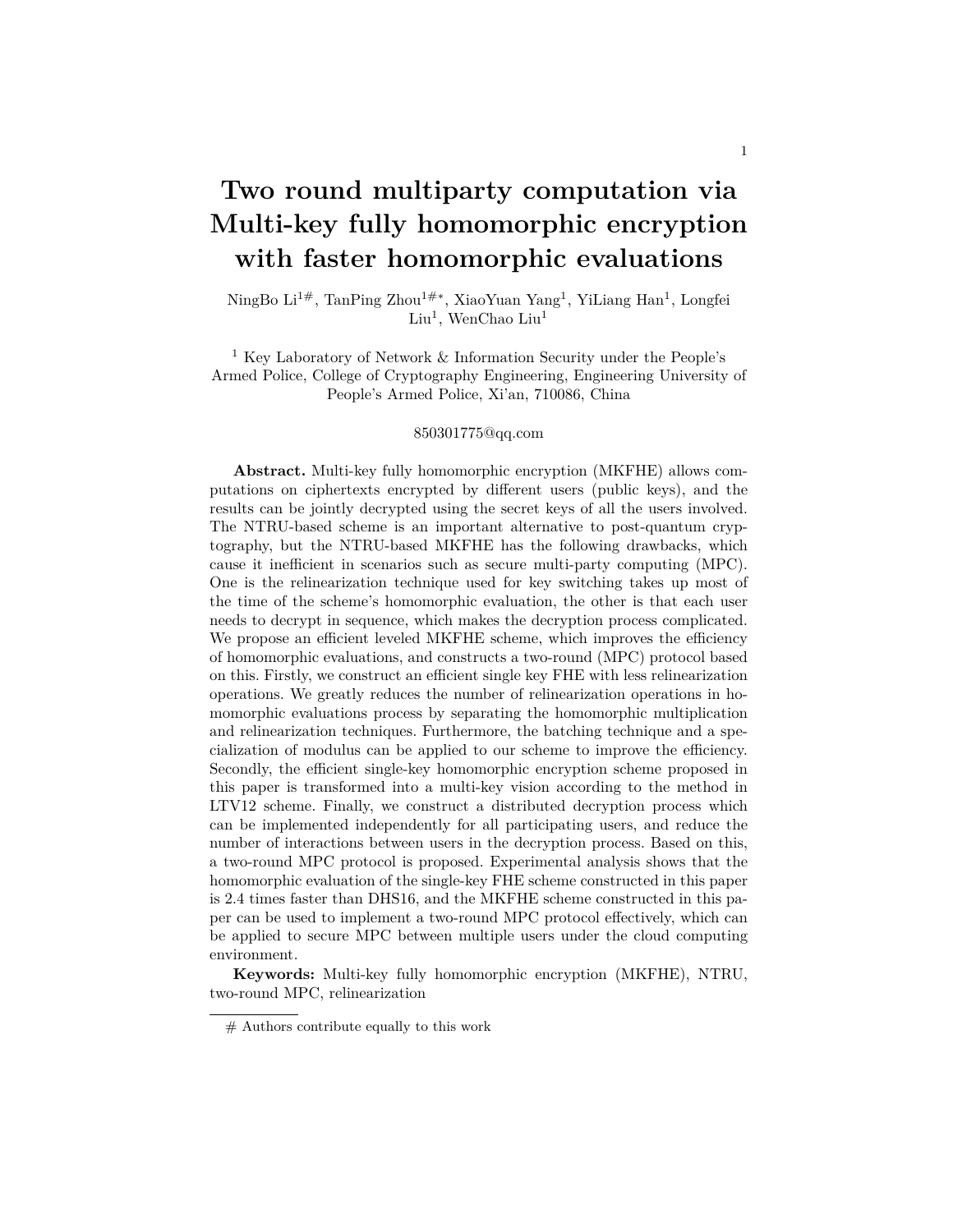# Two round multiparty computation via Multi-key fully homomorphic encryption with faster homomorphic evaluations

NingBo Li[1#], TanPing Zhou[1#*], XiaoYuan Yang[1], YiLiang Han[1], Longfei Liu[1], WenChao Liu[1]

[1] Key Laboratory of Network & Information Security under the People's Armed Police, College of Cryptography Engineering, Engineering University of People's Armed Police, Xi'an, 710086, China

850301775@qq.com

**Abstract.** Multi-key fully homomorphic encryption (MKFHE) allows computations on ciphertexts encrypted by different users (public keys), and the results can be jointly decrypted using the secret keys of all the users involved. The NTRU-based scheme is an important alternative to post-quantum cryptography, but the NTRU-based MKFHE has the following drawbacks, which cause it inefficient in scenarios such as secure multi-party computing (MPC). One is the relinearization technique used for key switching takes up most of the time of the scheme's homomorphic evaluation, the other is that each user needs to decrypt in sequence, which makes the decryption process complicated. We propose an efficient leveled MKFHE scheme, which improves the efficiency of homomorphic evaluations, and constructs a two-round (MPC) protocol based on this. Firstly, we construct an efficient single key FHE with less relinearization operations. We greatly reduces the number of relinearization operations in homomorphic evaluations process by separating the homomorphic multiplication and relinearization techniques. Furthermore, the batching technique and a specialization of modulus can be applied to our scheme to improve the efficiency. Secondly, the efficient single-key homomorphic encryption scheme proposed in this paper is transformed into a multi-key vision according to the method in LTV12 scheme. Finally, we construct a distributed decryption process which can be implemented independently for all participating users, and reduce the number of interactions between users in the decryption process. Based on this, a two-round MPC protocol is proposed. Experimental analysis shows that the homomorphic evaluation of the single-key FHE scheme constructed in this paper is 2.4 times faster than DHS16, and the MKFHE scheme constructed in this paper can be used to implement a two-round MPC protocol effectively, which can be applied to secure MPC between multiple users under the cloud computing environment.

**Keywords:** Multi-key fully homomorphic encryption (MKFHE), NTRU, two-round MPC, relinearization

---

# Authors contribute equally to this work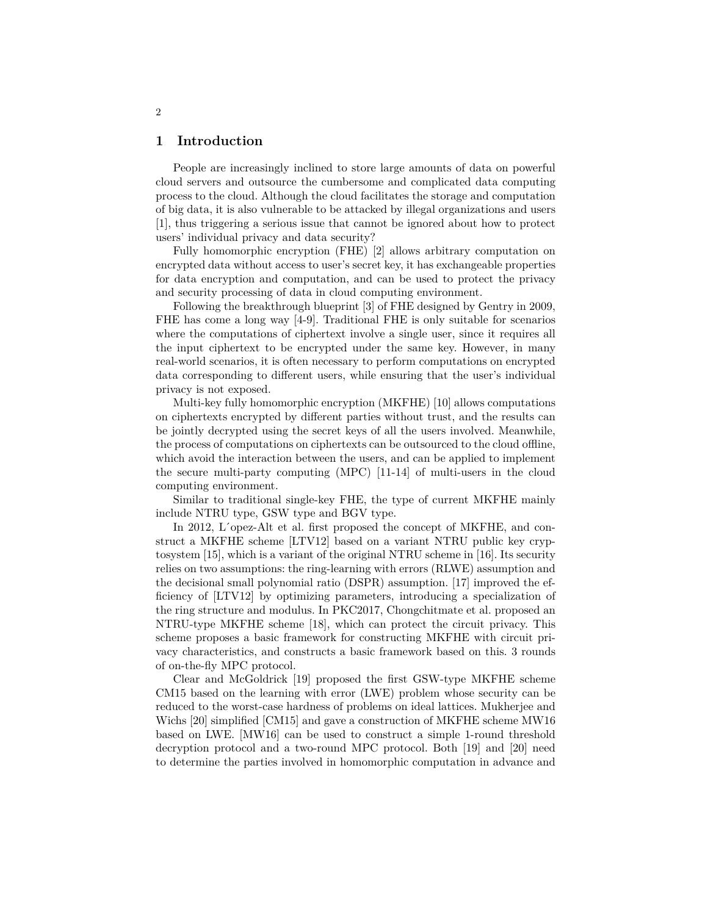## 1 Introduction

People are increasingly inclined to store large amounts of data on powerful cloud servers and outsource the cumbersome and complicated data computing process to the cloud. Although the cloud facilitates the storage and computation of big data, it is also vulnerable to be attacked by illegal organizations and users [1], thus triggering a serious issue that cannot be ignored about how to protect users' individual privacy and data security?

Fully homomorphic encryption (FHE) [2] allows arbitrary computation on encrypted data without access to user's secret key, it has exchangeable properties for data encryption and computation, and can be used to protect the privacy and security processing of data in cloud computing environment.

Following the breakthrough blueprint [3] of FHE designed by Gentry in 2009, FHE has come a long way [4-9]. Traditional FHE is only suitable for scenarios where the computations of ciphertext involve a single user, since it requires all the input ciphertext to be encrypted under the same key. However, in many real-world scenarios, it is often necessary to perform computations on encrypted data corresponding to different users, while ensuring that the user's individual privacy is not exposed.

Multi-key fully homomorphic encryption (MKFHE) [10] allows computations on ciphertexts encrypted by different parties without trust, and the results can be jointly decrypted using the secret keys of all the users involved. Meanwhile, the process of computations on ciphertexts can be outsourced to the cloud offline, which avoid the interaction between the users, and can be applied to implement the secure multi-party computing (MPC) [11-14] of multi-users in the cloud computing environment.

Similar to traditional single-key FHE, the type of current MKFHE mainly include NTRU type, GSW type and BGV type.

In 2012, López-Alt et al. first proposed the concept of MKFHE, and construct a MKFHE scheme [LTV12] based on a variant NTRU public key cryptosystem [15], which is a variant of the original NTRU scheme in [16]. Its security relies on two assumptions: the ring-learning with errors (RLWE) assumption and the decisional small polynomial ratio (DSPR) assumption. [17] improved the efficiency of [LTV12] by optimizing parameters, introducing a specialization of the ring structure and modulus. In PKC2017, Chongchitmate et al. proposed an NTRU-type MKFHE scheme [18], which can protect the circuit privacy. This scheme proposes a basic framework for constructing MKFHE with circuit privacy characteristics, and constructs a basic framework based on this. 3 rounds of on-the-fly MPC protocol.

Clear and McGoldrick [19] proposed the first GSW-type MKFHE scheme CM15 based on the learning with error (LWE) problem whose security can be reduced to the worst-case hardness of problems on ideal lattices. Mukherjee and Wichs [20] simplified [CM15] and gave a construction of MKFHE scheme MW16 based on LWE. [MW16] can be used to construct a simple 1-round threshold decryption protocol and a two-round MPC protocol. Both [19] and [20] need to determine the parties involved in homomorphic computation in advance and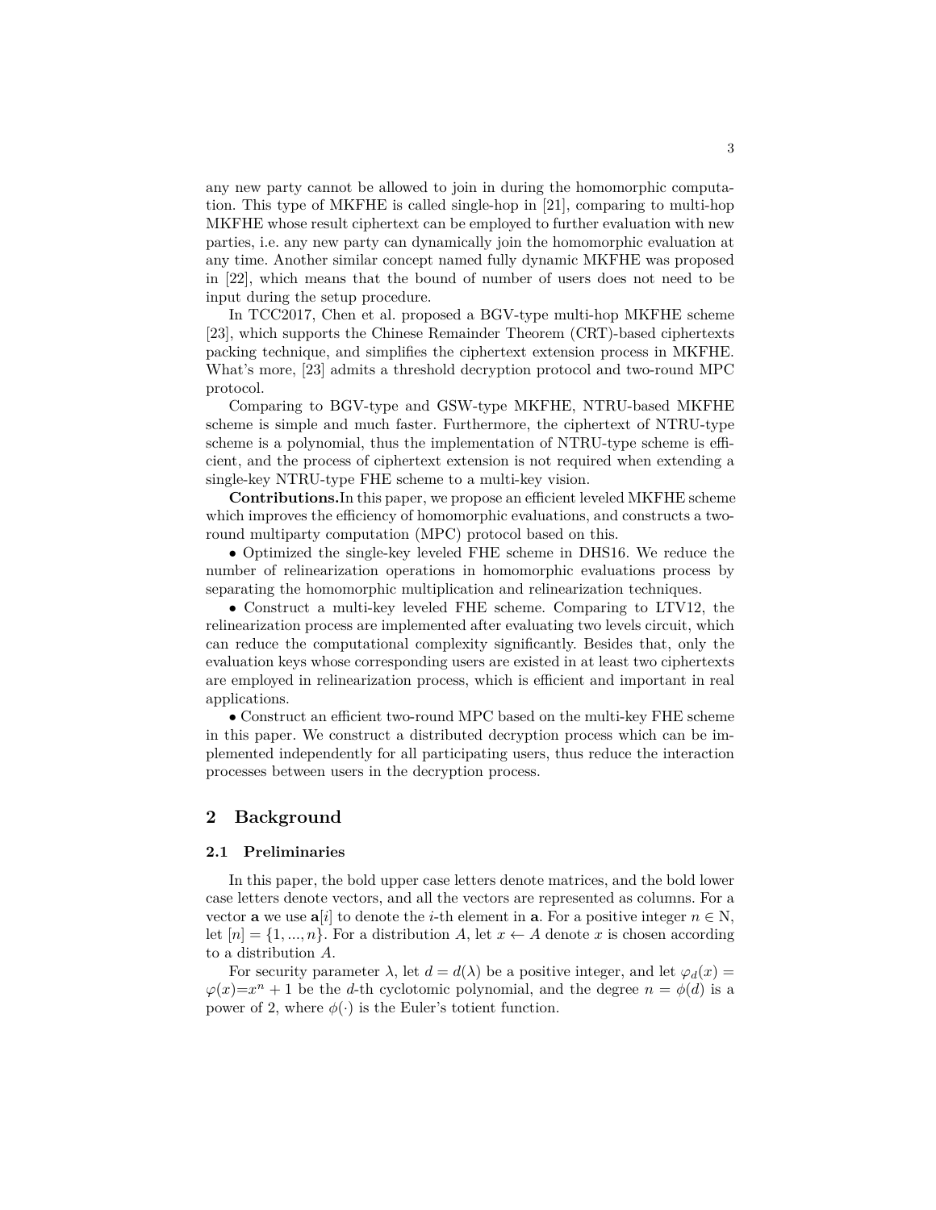any new party cannot be allowed to join in during the homomorphic computation. This type of MKFHE is called single-hop in [21], comparing to multi-hop MKFHE whose result ciphertext can be employed to further evaluation with new parties, i.e. any new party can dynamically join the homomorphic evaluation at any time. Another similar concept named fully dynamic MKFHE was proposed in [22], which means that the bound of number of users does not need to be input during the setup procedure.

In TCC2017, Chen et al. proposed a BGV-type multi-hop MKFHE scheme [23], which supports the Chinese Remainder Theorem (CRT)-based ciphertexts packing technique, and simplifies the ciphertext extension process in MKFHE. What's more, [23] admits a threshold decryption protocol and two-round MPC protocol.

Comparing to BGV-type and GSW-type MKFHE, NTRU-based MKFHE scheme is simple and much faster. Furthermore, the ciphertext of NTRU-type scheme is a polynomial, thus the implementation of NTRU-type scheme is efficient, and the process of ciphertext extension is not required when extending a single-key NTRU-type FHE scheme to a multi-key vision.

**Contributions.** In this paper, we propose an efficient leveled MKFHE scheme which improves the efficiency of homomorphic evaluations, and constructs a two-round multiparty computation (MPC) protocol based on this.

• Optimized the single-key leveled FHE scheme in DHS16. We reduce the number of relinearization operations in homomorphic evaluations process by separating the homomorphic multiplication and relinearization techniques.

• Construct a multi-key leveled FHE scheme. Comparing to LTV12, the relinearization process are implemented after evaluating two levels circuit, which can reduce the computational complexity significantly. Besides that, only the evaluation keys whose corresponding users are existed in at least two ciphertexts are employed in relinearization process, which is efficient and important in real applications.

• Construct an efficient two-round MPC based on the multi-key FHE scheme in this paper. We construct a distributed decryption process which can be implemented independently for all participating users, thus reduce the interaction processes between users in the decryption process.

## 2 Background

### 2.1 Preliminaries

In this paper, the bold upper case letters denote matrices, and the bold lower case letters denote vectors, and all the vectors are represented as columns. For a vector $\mathbf{a}$ we use $\mathbf{a}[i]$ to denote the $i$-th element in $\mathbf{a}$. For a positive integer $n \in \mathrm{N}$, let $[n] = \{1, ..., n\}$. For a distribution $A$, let $x \leftarrow A$ denote $x$ is chosen according to a distribution $A$.

For security parameter $\lambda$, let $d = d(\lambda)$ be a positive integer, and let $\varphi_d(x) = \varphi(x) = x^n + 1$ be the $d$-th cyclotomic polynomial, and the degree $n = \phi(d)$ is a power of 2, where $\phi(\cdot)$ is the Euler's totient function.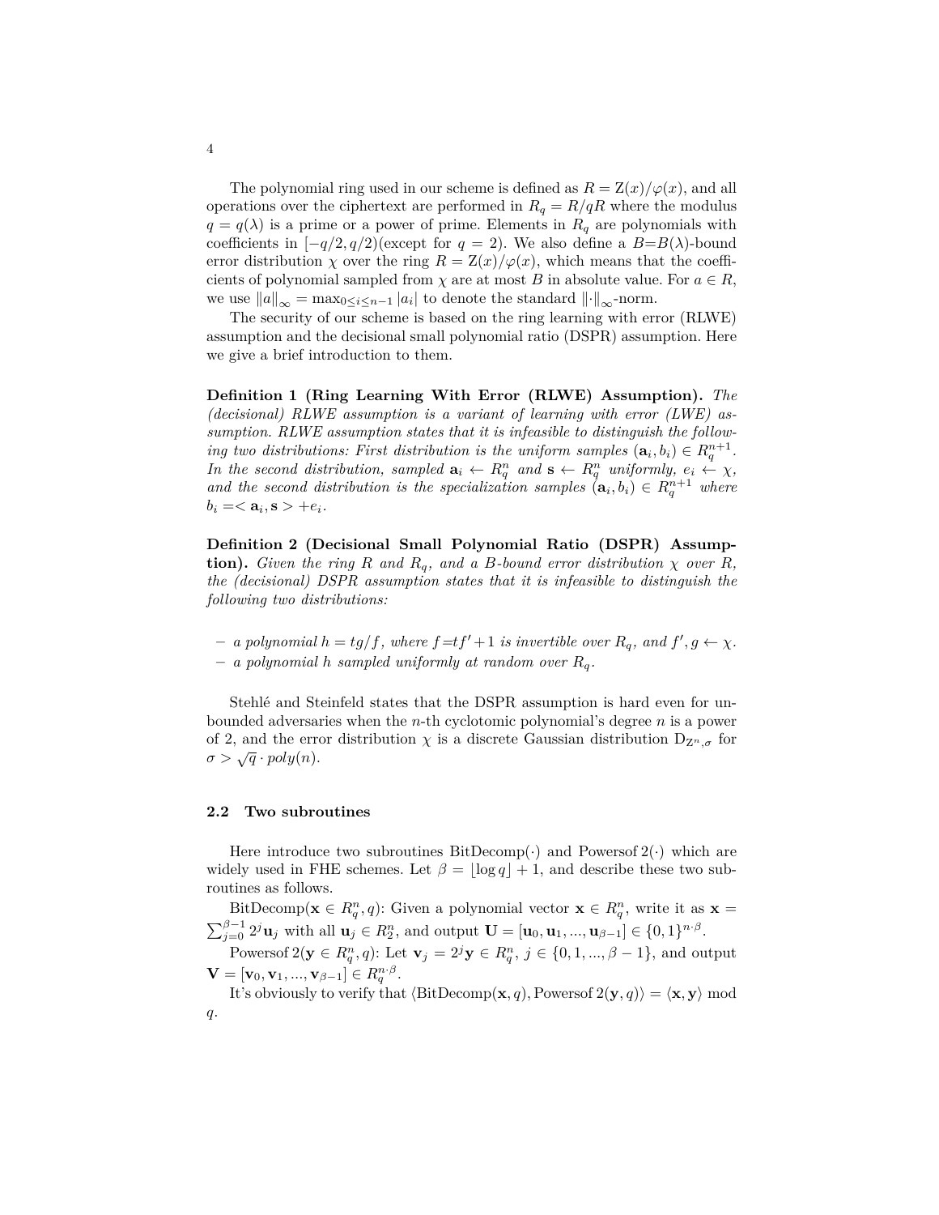The polynomial ring used in our scheme is defined as $R = \mathrm{Z}(x)/\varphi(x)$, and all operations over the ciphertext are performed in $R_q = R/qR$ where the modulus $q = q(\lambda)$ is a prime or a power of prime. Elements in $R_q$ are polynomials with coefficients in $[-q/2, q/2)$(except for $q = 2$). We also define a $B$=$B(\lambda)$-bound error distribution $\chi$ over the ring $R = \mathrm{Z}(x)/\varphi(x)$, which means that the coefficients of polynomial sampled from $\chi$ are at most $B$ in absolute value. For $a \in R$, we use $\|a\|_\infty = \max_{0 \leq i \leq n-1} |a_i|$ to denote the standard $\|\cdot\|_\infty$-norm.

The security of our scheme is based on the ring learning with error (RLWE) assumption and the decisional small polynomial ratio (DSPR) assumption. Here we give a brief introduction to them.

**Definition 1 (Ring Learning With Error (RLWE) Assumption).** *The (decisional) RLWE assumption is a variant of learning with error (LWE) assumption. RLWE assumption states that it is infeasible to distinguish the following two distributions: First distribution is the uniform samples* $(\mathbf{a}_i, b_i) \in R_q^{n+1}$*. In the second distribution, sampled* $\mathbf{a}_i \leftarrow R_q^n$ *and* $\mathbf{s} \leftarrow R_q^n$ *uniformly,* $e_i \leftarrow \chi$*, and the second distribution is the specialization samples* $(\mathbf{a}_i, b_i) \in R_q^{n+1}$ *where* $b_i =< \mathbf{a}_i, \mathbf{s} > +e_i$*.*

**Definition 2 (Decisional Small Polynomial Ratio (DSPR) Assumption).** *Given the ring* $R$ *and* $R_q$*, and a* $B$*-bound error distribution* $\chi$ *over* $R$*, the (decisional) DSPR assumption states that it is infeasible to distinguish the following two distributions:*

- *a polynomial* $h = tg/f$*, where* $f$=$tf'+1$ *is invertible over* $R_q$*, and* $f', g \leftarrow \chi$*.*
- *a polynomial* $h$ *sampled uniformly at random over* $R_q$*.*

Stehlé and Steinfeld states that the DSPR assumption is hard even for unbounded adversaries when the $n$-th cyclotomic polynomial's degree $n$ is a power of 2, and the error distribution $\chi$ is a discrete Gaussian distribution $\mathrm{D}_{\mathrm{Z}^n,\sigma}$ for $\sigma > \sqrt{q} \cdot poly(n)$.

### 2.2 Two subroutines

Here introduce two subroutines BitDecomp$(\cdot)$ and Powersof 2$(\cdot)$ which are widely used in FHE schemes. Let $\beta = \lfloor \log q \rfloor + 1$, and describe these two subroutines as follows.

BitDecomp($\mathbf{x} \in R_q^n, q$): Given a polynomial vector $\mathbf{x} \in R_q^n$, write it as $\mathbf{x} = \sum_{j=0}^{\beta-1} 2^j \mathbf{u}_j$ with all $\mathbf{u}_j \in R_2^n$, and output $\mathbf{U} = [\mathbf{u}_0, \mathbf{u}_1, ..., \mathbf{u}_{\beta-1}] \in \{0,1\}^{n \cdot \beta}$.

Powersof 2($\mathbf{y} \in R_q^n, q$): Let $\mathbf{v}_j = 2^j \mathbf{y} \in R_q^n$, $j \in \{0, 1, ..., \beta - 1\}$, and output $\mathbf{V} = [\mathbf{v}_0, \mathbf{v}_1, ..., \mathbf{v}_{\beta-1}] \in R_q^{n \cdot \beta}$.

It's obviously to verify that $\langle \text{BitDecomp}(\mathbf{x}, q), \text{Powersof } 2(\mathbf{y}, q) \rangle = \langle \mathbf{x}, \mathbf{y} \rangle \bmod q$.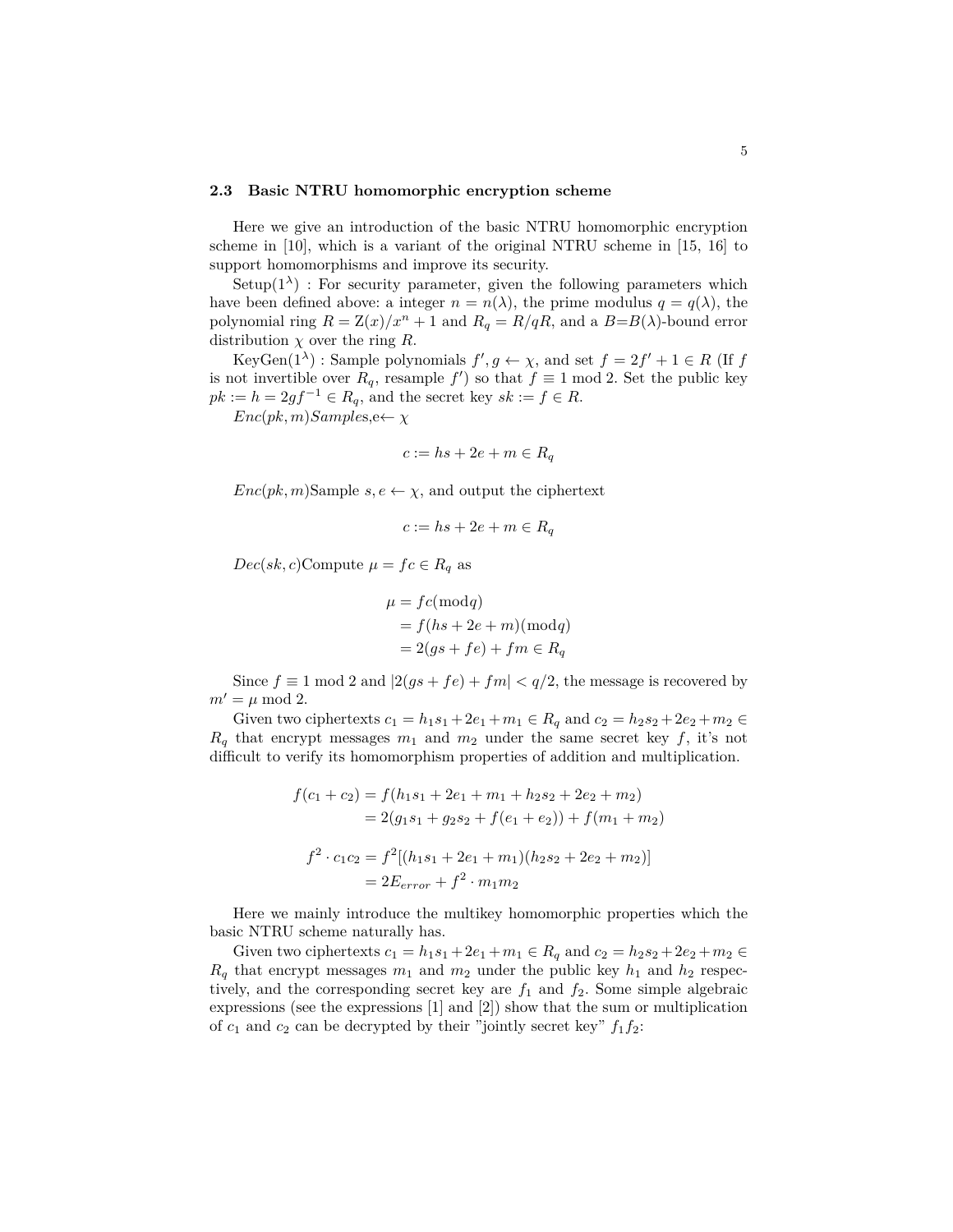### 2.3 Basic NTRU homomorphic encryption scheme

Here we give an introduction of the basic NTRU homomorphic encryption scheme in [10], which is a variant of the original NTRU scheme in [15, 16] to support homomorphisms and improve its security.

Setup($1^\lambda$) : For security parameter, given the following parameters which have been defined above: a integer $n = n(\lambda)$, the prime modulus $q = q(\lambda)$, the polynomial ring $R = \mathrm{Z}(x)/x^n + 1$ and $R_q = R/qR$, and a $B$=$B(\lambda)$-bound error distribution $\chi$ over the ring $R$.

KeyGen($1^\lambda$) : Sample polynomials $f', g \leftarrow \chi$, and set $f = 2f' + 1 \in R$ (If $f$ is not invertible over $R_q$, resample $f'$) so that $f \equiv 1 \bmod 2$. Set the public key $pk := h = 2gf^{-1} \in R_q$, and the secret key $sk := f \in R$.

$Enc(pk, m) Samples$,e$\leftarrow \chi$

$$c := hs + 2e + m \in R_q$$

$Enc(pk, m)$Sample $s, e \leftarrow \chi$, and output the ciphertext

$$c := hs + 2e + m \in R_q$$

$Dec(sk, c)$Compute $\mu = fc \in R_q$ as

$$\begin{aligned}
\mu &= fc(\mathrm{mod} q) \\
&= f(hs + 2e + m)(\mathrm{mod} q) \\
&= 2(gs + fe) + fm \in R_q
\end{aligned}$$

Since $f \equiv 1 \bmod 2$ and $|2(gs + fe) + fm| < q/2$, the message is recovered by $m' = \mu \bmod 2$.

Given two ciphertexts $c_1 = h_1 s_1 + 2e_1 + m_1 \in R_q$ and $c_2 = h_2 s_2 + 2e_2 + m_2 \in R_q$ that encrypt messages $m_1$ and $m_2$ under the same secret key $f$, it's not difficult to verify its homomorphism properties of addition and multiplication.

$$\begin{aligned}
f(c_1 + c_2) &= f(h_1 s_1 + 2e_1 + m_1 + h_2 s_2 + 2e_2 + m_2) \\
&= 2(g_1 s_1 + g_2 s_2 + f(e_1 + e_2)) + f(m_1 + m_2)
\end{aligned}$$

$$\begin{aligned}
f^2 \cdot c_1 c_2 &= f^2[(h_1 s_1 + 2e_1 + m_1)(h_2 s_2 + 2e_2 + m_2)] \\
&= 2E_{error} + f^2 \cdot m_1 m_2
\end{aligned}$$

Here we mainly introduce the multikey homomorphic properties which the basic NTRU scheme naturally has.

Given two ciphertexts $c_1 = h_1 s_1 + 2e_1 + m_1 \in R_q$ and $c_2 = h_2 s_2 + 2e_2 + m_2 \in R_q$ that encrypt messages $m_1$ and $m_2$ under the public key $h_1$ and $h_2$ respectively, and the corresponding secret key are $f_1$ and $f_2$. Some simple algebraic expressions (see the expressions [1] and [2]) show that the sum or multiplication of $c_1$ and $c_2$ can be decrypted by their "jointly secret key" $f_1 f_2$: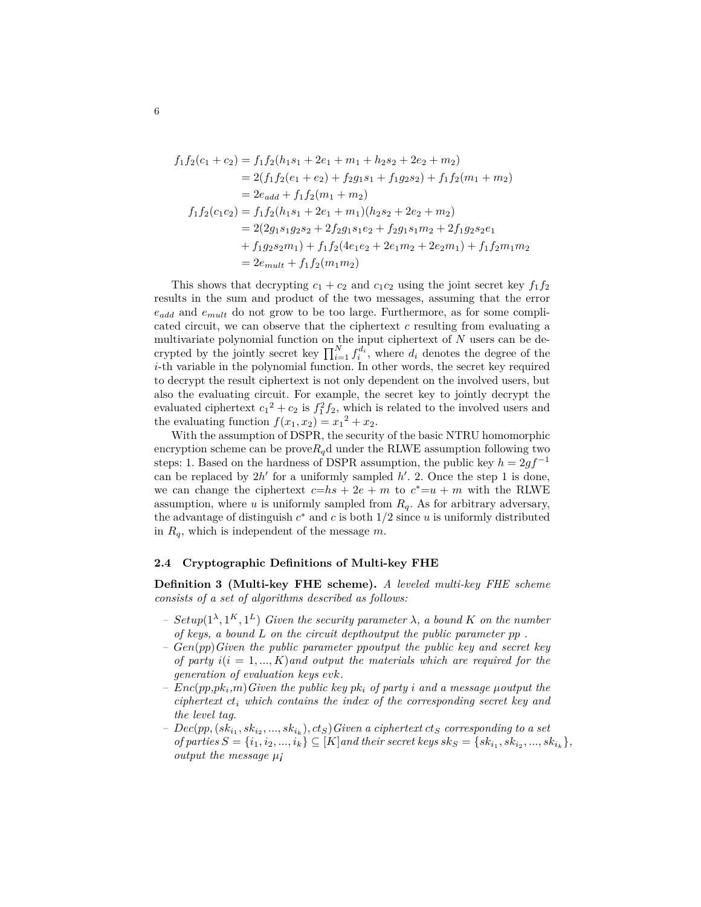$$
\begin{aligned}
f_1 f_2(c_1 + c_2) &= f_1 f_2(h_1 s_1 + 2e_1 + m_1 + h_2 s_2 + 2e_2 + m_2) \\
&= 2(f_1 f_2(e_1 + e_2) + f_2 g_1 s_1 + f_1 g_2 s_2) + f_1 f_2(m_1 + m_2) \\
&= 2e_{add} + f_1 f_2(m_1 + m_2) \\
f_1 f_2(c_1 c_2) &= f_1 f_2(h_1 s_1 + 2e_1 + m_1)(h_2 s_2 + 2e_2 + m_2) \\
&= 2(2g_1 s_1 g_2 s_2 + 2f_2 g_1 s_1 e_2 + f_2 g_1 s_1 m_2 + 2f_1 g_2 s_2 e_1 \\
&\quad + f_1 g_2 s_2 m_1) + f_1 f_2(4e_1 e_2 + 2e_1 m_2 + 2e_2 m_1) + f_1 f_2 m_1 m_2 \\
&= 2e_{mult} + f_1 f_2(m_1 m_2)
\end{aligned}
$$

This shows that decrypting $c_1 + c_2$ and $c_1 c_2$ using the joint secret key $f_1 f_2$ results in the sum and product of the two messages, assuming that the error $e_{add}$ and $e_{mult}$ do not grow to be too large. Furthermore, as for some complicated circuit, we can observe that the ciphertext $c$ resulting from evaluating a multivariate polynomial function on the input ciphertext of $N$ users can be decrypted by the jointly secret key $\prod_{i=1}^{N} f_i^{d_i}$, where $d_i$ denotes the degree of the $i$-th variable in the polynomial function. In other words, the secret key required to decrypt the result ciphertext is not only dependent on the involved users, but also the evaluating circuit. For example, the secret key to jointly decrypt the evaluated ciphertext ${c_1}^2 + c_2$ is $f_1^2 f_2$, which is related to the involved users and the evaluating function $f(x_1, x_2) = {x_1}^2 + x_2$.

With the assumption of DSPR, the security of the basic NTRU homomorphic encryption scheme can be prove$R_q$d under the RLWE assumption following two steps: 1. Based on the hardness of DSPR assumption, the public key $h = 2gf^{-1}$ can be replaced by $2h'$ for a uniformly sampled $h'$. 2. Once the step 1 is done, we can change the ciphertext $c$=$hs + 2e + m$ to $c^*$=$u + m$ with the RLWE assumption, where $u$ is uniformly sampled from $R_q$. As for arbitrary adversary, the advantage of distinguish $c^*$ and $c$ is both $1/2$ since $u$ is uniformly distributed in $R_q$, which is independent of the message $m$.

### 2.4 Cryptographic Definitions of Multi-key FHE

**Definition 3 (Multi-key FHE scheme).** *A leveled multi-key FHE scheme consists of a set of algorithms described as follows:*

- *Setup*$(1^\lambda, 1^K, 1^L)$ *Given the security parameter $\lambda$, a bound $K$ on the number of keys, a bound $L$ on the circuit depthoutput the public parameter $pp$ .*
- *Gen*$(pp)$*Given the public parameter ppoutput the public key and secret key of party $i(i = 1, ..., K)$and output the materials which are required for the generation of evaluation keys $evk$.*
- *Enc*$(pp,pk_i,m)$*Given the public key $pk_i$ of party $i$ and a message $\mu$output the ciphertext $ct_i$ which contains the index of the corresponding secret key and the level tag.*
- *Dec*$(pp, (sk_{i_1}, sk_{i_2}, ..., sk_{i_k}), ct_S)$*Given a ciphertext $ct_S$ corresponding to a set of parties $S = \{i_1, i_2, ..., i_k\} \subseteq [K]$and their secret keys $sk_S = \{sk_{i_1}, sk_{i_2}, ..., sk_{i_k}\}$, output the message $\mu$¡*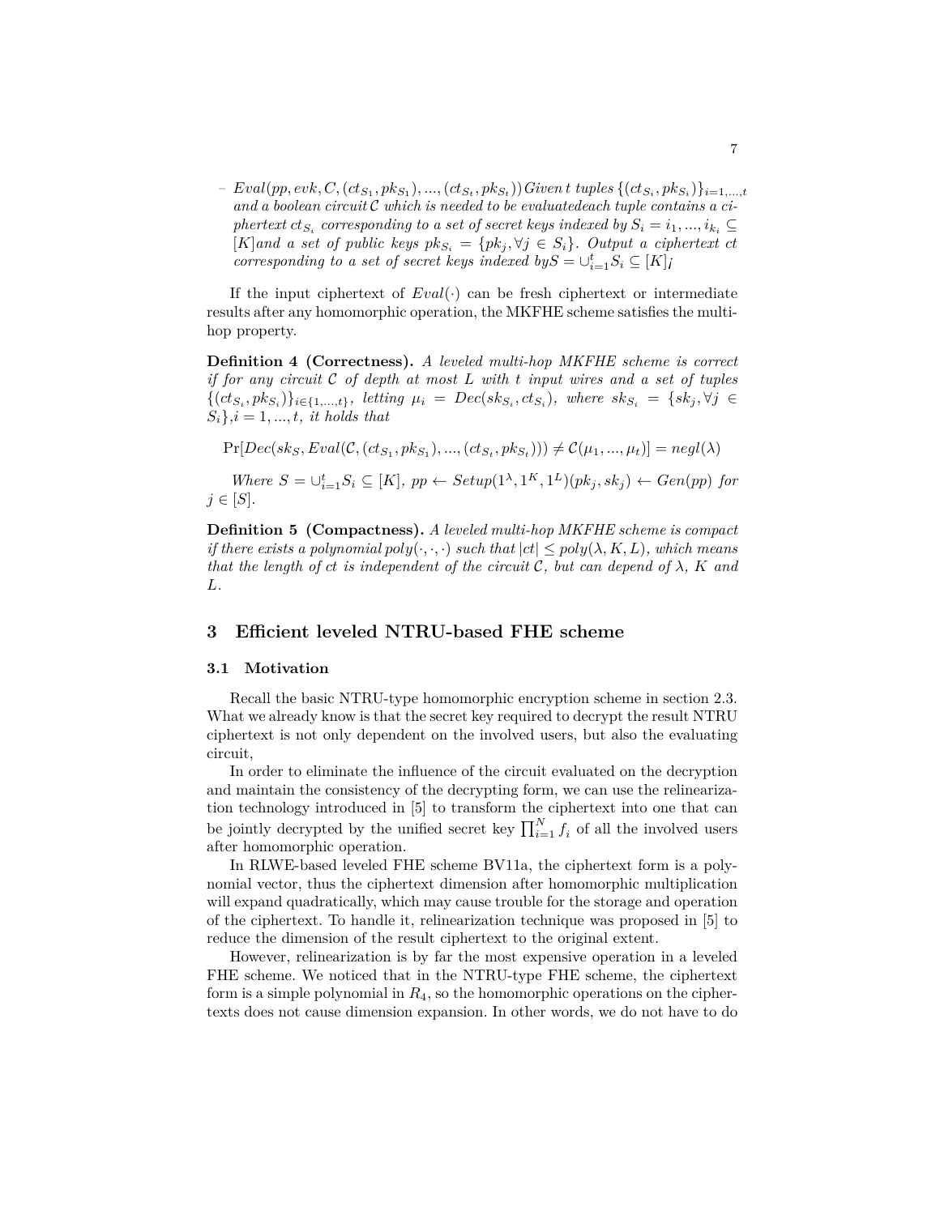– $Eval(pp, evk, C, (ct_{S_1}, pk_{S_1}), ..., (ct_{S_t}, pk_{S_t}))$ *Given* $t$ *tuples* $\{(ct_{S_i}, pk_{S_i})\}_{i=1,...,t}$ *and a boolean circuit* $\mathcal{C}$ *which is needed to be evaluatedeach tuple contains a ciphertext* $ct_{S_i}$ *corresponding to a set of secret keys indexed by* $S_i = i_1, ..., i_{k_i} \subseteq [K]$*and a set of public keys* $pk_{S_i} = \{pk_j, \forall j \in S_i\}$*. Output a ciphertext* $ct$ *corresponding to a set of secret keys indexed by*$S = \cup_{i=1}^{t} S_i \subseteq [K]$*¡*

If the input ciphertext of $Eval(\cdot)$ can be fresh ciphertext or intermediate results after any homomorphic operation, the MKFHE scheme satisfies the multi-hop property.

**Definition 4 (Correctness).** *A leveled multi-hop MKFHE scheme is correct if for any circuit* $\mathcal{C}$ *of depth at most* $L$ *with* $t$ *input wires and a set of tuples* $\{(ct_{S_i}, pk_{S_i})\}_{i\in\{1,...,t\}}$*, letting* $\mu_i = Dec(sk_{S_i}, ct_{S_i})$*, where* $sk_{S_i} = \{sk_j, \forall j \in S_i\}$*,* $i = 1, ..., t$*, it holds that*

$$\Pr[Dec(sk_S, Eval(\mathcal{C}, (ct_{S_1}, pk_{S_1}), ..., (ct_{S_t}, pk_{S_t}))) \neq \mathcal{C}(\mu_1, ..., \mu_t)] = negl(\lambda)$$

*Where* $S = \cup_{i=1}^{t} S_i \subseteq [K]$*,* $pp \leftarrow Setup(1^\lambda, 1^K, 1^L)(pk_j, sk_j) \leftarrow Gen(pp)$ *for* $j \in [S]$.

**Definition 5 (Compactness).** *A leveled multi-hop MKFHE scheme is compact if there exists a polynomial* $poly(\cdot,\cdot,\cdot)$ *such that* $|ct| \leq poly(\lambda, K, L)$*, which means that the length of* $ct$ *is independent of the circuit* $\mathcal{C}$*, but can depend of* $\lambda$*,* $K$ *and* $L$*.*

## 3 Efficient leveled NTRU-based FHE scheme

### 3.1 Motivation

Recall the basic NTRU-type homomorphic encryption scheme in section 2.3. What we already know is that the secret key required to decrypt the result NTRU ciphertext is not only dependent on the involved users, but also the evaluating circuit,

In order to eliminate the influence of the circuit evaluated on the decryption and maintain the consistency of the decrypting form, we can use the relinearization technology introduced in [5] to transform the ciphertext into one that can be jointly decrypted by the unified secret key $\prod_{i=1}^{N} f_i$ of all the involved users after homomorphic operation.

In RLWE-based leveled FHE scheme BV11a, the ciphertext form is a polynomial vector, thus the ciphertext dimension after homomorphic multiplication will expand quadratically, which may cause trouble for the storage and operation of the ciphertext. To handle it, relinearization technique was proposed in [5] to reduce the dimension of the result ciphertext to the original extent.

However, relinearization is by far the most expensive operation in a leveled FHE scheme. We noticed that in the NTRU-type FHE scheme, the ciphertext form is a simple polynomial in $R_4$, so the homomorphic operations on the ciphertexts does not cause dimension expansion. In other words, we do not have to do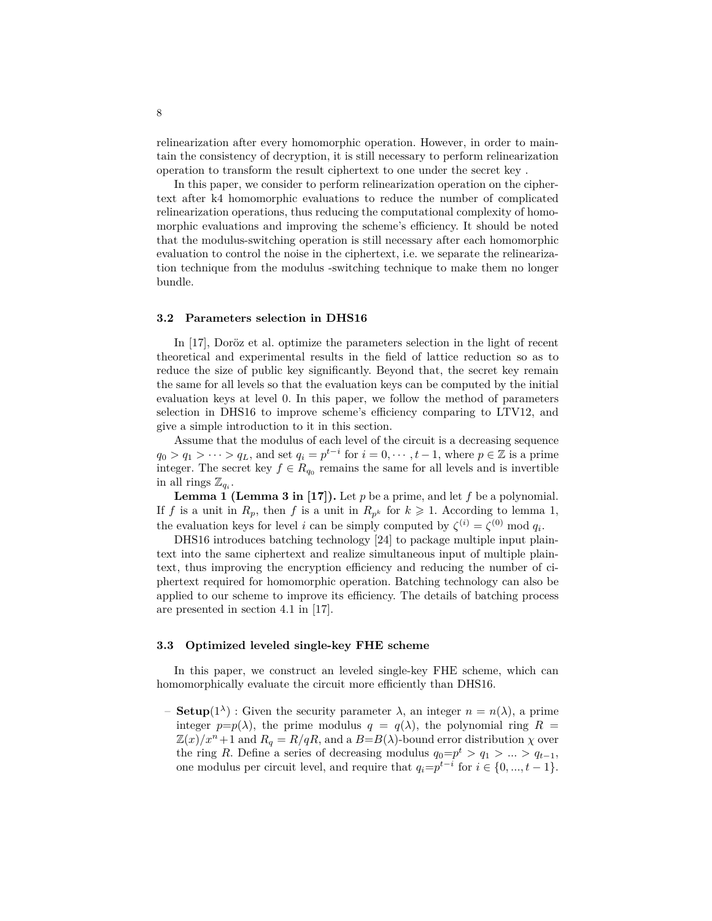relinearization after every homomorphic operation. However, in order to maintain the consistency of decryption, it is still necessary to perform relinearization operation to transform the result ciphertext to one under the secret key .

In this paper, we consider to perform relinearization operation on the ciphertext after k4 homomorphic evaluations to reduce the number of complicated relinearization operations, thus reducing the computational complexity of homomorphic evaluations and improving the scheme's efficiency. It should be noted that the modulus-switching operation is still necessary after each homomorphic evaluation to control the noise in the ciphertext, i.e. we separate the relinearization technique from the modulus -switching technique to make them no longer bundle.

### 3.2 Parameters selection in DHS16

In [17], Doröz et al. optimize the parameters selection in the light of recent theoretical and experimental results in the field of lattice reduction so as to reduce the size of public key significantly. Beyond that, the secret key remain the same for all levels so that the evaluation keys can be computed by the initial evaluation keys at level 0. In this paper, we follow the method of parameters selection in DHS16 to improve scheme's efficiency comparing to LTV12, and give a simple introduction to it in this section.

Assume that the modulus of each level of the circuit is a decreasing sequence $q_0 > q_1 > \cdots > q_L$, and set $q_i = p^{t-i}$ for $i = 0, \cdots, t-1$, where $p \in \mathbb{Z}$ is a prime integer. The secret key $f \in R_{q_0}$ remains the same for all levels and is invertible in all rings $\mathbb{Z}_{q_i}$.

**Lemma 1 (Lemma 3 in [17]).** Let $p$ be a prime, and let $f$ be a polynomial. If $f$ is a unit in $R_p$, then $f$ is a unit in $R_{p^k}$ for $k \geqslant 1$. According to lemma 1, the evaluation keys for level $i$ can be simply computed by $\zeta^{(i)} = \zeta^{(0)} \bmod q_i$.

DHS16 introduces batching technology [24] to package multiple input plaintext into the same ciphertext and realize simultaneous input of multiple plaintext, thus improving the encryption efficiency and reducing the number of ciphertext required for homomorphic operation. Batching technology can also be applied to our scheme to improve its efficiency. The details of batching process are presented in section 4.1 in [17].

### 3.3 Optimized leveled single-key FHE scheme

In this paper, we construct an leveled single-key FHE scheme, which can homomorphically evaluate the circuit more efficiently than DHS16.

- **Setup**$(1^\lambda)$ : Given the security parameter $\lambda$, an integer $n = n(\lambda)$, a prime integer $p$=$p(\lambda)$, the prime modulus $q = q(\lambda)$, the polynomial ring $R = \mathbb{Z}(x)/x^n+1$ and $R_q = R/qR$, and a $B$=$B(\lambda)$-bound error distribution $\chi$ over the ring $R$. Define a series of decreasing modulus $q_0$=$p^t > q_1 > ... > q_{t-1}$, one modulus per circuit level, and require that $q_i$=$p^{t-i}$ for $i \in \{0, ..., t-1\}$.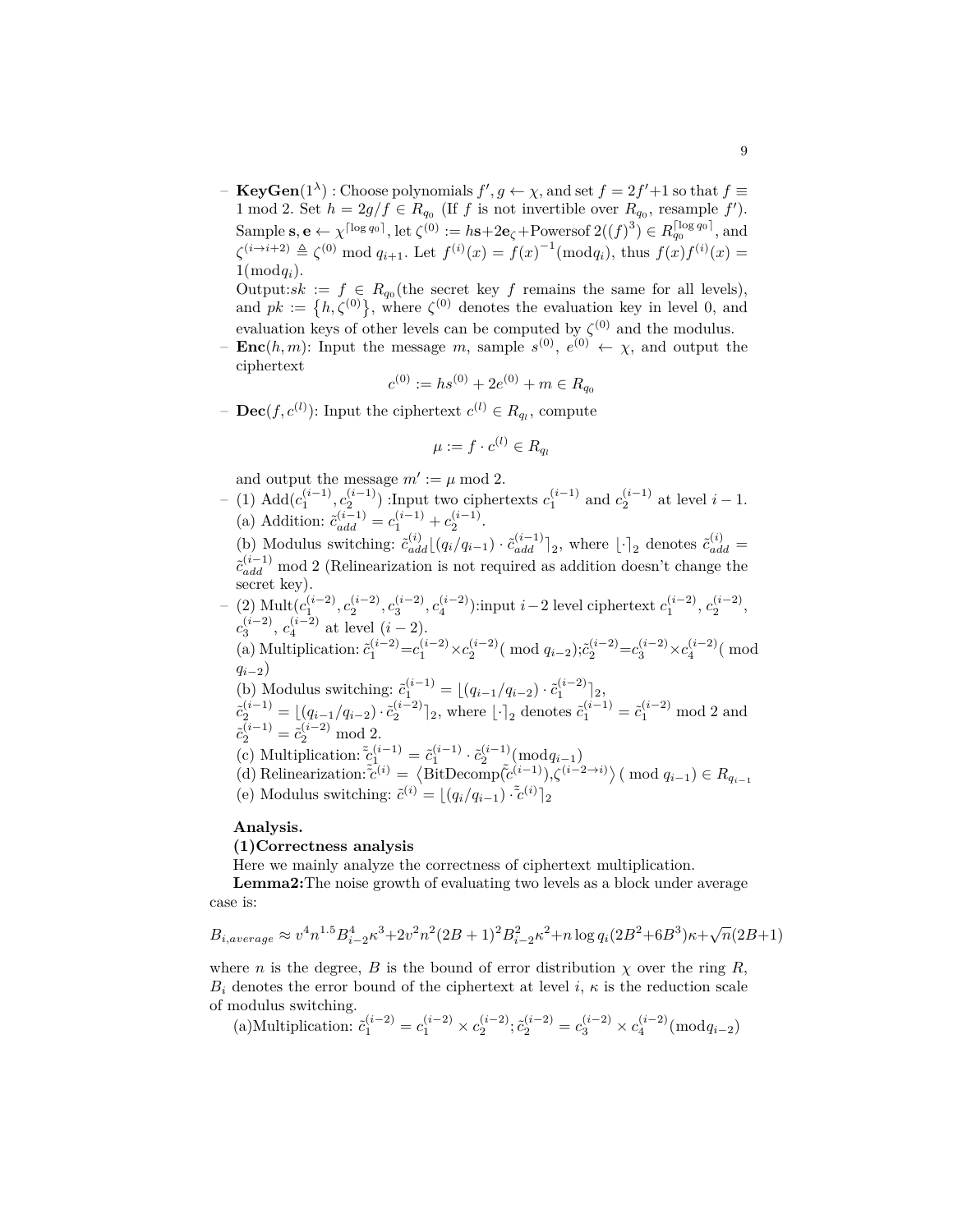- **KeyGen**$(1^\lambda)$ : Choose polynomials $f', g \leftarrow \chi$, and set $f = 2f'+1$ so that $f \equiv 1 \bmod 2$. Set $h = 2g/f \in R_{q_0}$ (If $f$ is not invertible over $R_{q_0}$, resample $f'$). Sample $\mathbf{s}, \mathbf{e} \leftarrow \chi^{\lceil \log q_0 \rceil}$, let $\zeta^{(0)} := h\mathbf{s}+2\mathbf{e}_\zeta+\text{Powersof}\,2((f)^3) \in R_{q_0}^{\lceil \log q_0 \rceil}$, and $\zeta^{(i \to i+2)} \triangleq \zeta^{(0)} \bmod q_{i+1}$. Let $f^{(i)}(x) = f(x)^{-1}(\bmod q_i)$, thus $f(x)f^{(i)}(x) = 1(\bmod q_i)$.
  Output:$sk := f \in R_{q_0}$(the secret key $f$ remains the same for all levels), and $pk := \{h, \zeta^{(0)}\}$, where $\zeta^{(0)}$ denotes the evaluation key in level 0, and evaluation keys of other levels can be computed by $\zeta^{(0)}$ and the modulus.
- **Enc**$(h, m)$: Input the message $m$, sample $s^{(0)}$, $e^{(0)} \leftarrow \chi$, and output the ciphertext

$$c^{(0)} := hs^{(0)} + 2e^{(0)} + m \in R_{q_0}$$

- **Dec**$(f, c^{(l)})$: Input the ciphertext $c^{(l)} \in R_{q_l}$, compute

$$\mu := f \cdot c^{(l)} \in R_{q_l}$$

  and output the message $m' := \mu \bmod 2$.
- (1) Add$(c_1^{(i-1)}, c_2^{(i-1)})$ :Input two ciphertexts $c_1^{(i-1)}$ and $c_2^{(i-1)}$ at level $i-1$.
  (a) Addition: $\tilde{c}_{add}^{(i-1)} = c_1^{(i-1)} + c_2^{(i-1)}$.
  (b) Modulus switching: $\tilde{c}_{add}^{(i)} \lfloor (q_i/q_{i-1}) \cdot \tilde{c}_{add}^{(i-1)} \rceil_2$, where $\lfloor \cdot \rceil_2$ denotes $\tilde{c}_{add}^{(i)} = \tilde{c}_{add}^{(i-1)} \bmod 2$ (Relinearization is not required as addition doesn't change the secret key).
- (2) Mult$(c_1^{(i-2)}, c_2^{(i-2)}, c_3^{(i-2)}, c_4^{(i-2)})$:input $i-2$ level ciphertext $c_1^{(i-2)}$, $c_2^{(i-2)}$, $c_3^{(i-2)}$, $c_4^{(i-2)}$ at level $(i-2)$.
  (a) Multiplication: $\tilde{c}_1^{(i-2)}=c_1^{(i-2)} \times c_2^{(i-2)}(\bmod q_{i-2})$;$\tilde{c}_2^{(i-2)}=c_3^{(i-2)} \times c_4^{(i-2)}(\bmod q_{i-2})$
  (b) Modulus switching: $\tilde{c}_1^{(i-1)} = \lfloor (q_{i-1}/q_{i-2}) \cdot \tilde{c}_1^{(i-2)} \rceil_2$, $\tilde{c}_2^{(i-1)} = \lfloor (q_{i-1}/q_{i-2}) \cdot \tilde{c}_2^{(i-2)} \rceil_2$, where $\lfloor \cdot \rceil_2$ denotes $\tilde{c}_1^{(i-1)} = \tilde{c}_1^{(i-2)} \bmod 2$ and $\tilde{c}_2^{(i-1)} = \tilde{c}_2^{(i-2)} \bmod 2$.
  (c) Multiplication: $\tilde{\tilde{c}}_1^{(i-1)} = \tilde{c}_1^{(i-1)} \cdot \tilde{c}_2^{(i-1)}(\bmod q_{i-1})$
  (d) Relinearization: $\tilde{\tilde{c}}^{(i)} = \langle \text{BitDecomp}(\tilde{\tilde{c}}^{(i-1)}), \zeta^{(i-2 \to i)} \rangle (\bmod q_{i-1}) \in R_{q_{i-1}}$
  (e) Modulus switching: $\tilde{c}^{(i)} = \lfloor (q_i/q_{i-1}) \cdot \tilde{\tilde{c}}^{(i)} \rceil_2$

**Analysis.**

**(1)Correctness analysis**

Here we mainly analyze the correctness of ciphertext multiplication.

**Lemma2:**The noise growth of evaluating two levels as a block under average case is:

$$B_{i,average} \approx v^4 n^{1.5} B_{i-2}^4 \kappa^3 + 2v^2 n^2 (2B+1)^2 B_{i-2}^2 \kappa^2 + n \log q_i (2B^2 + 6B^3)\kappa + \sqrt{n}(2B+1)$$

where $n$ is the degree, $B$ is the bound of error distribution $\chi$ over the ring $R$, $B_i$ denotes the error bound of the ciphertext at level $i$, $\kappa$ is the reduction scale of modulus switching.

(a)Multiplication: $\tilde{c}_1^{(i-2)} = c_1^{(i-2)} \times c_2^{(i-2)}; \tilde{c}_2^{(i-2)} = c_3^{(i-2)} \times c_4^{(i-2)}(\bmod q_{i-2})$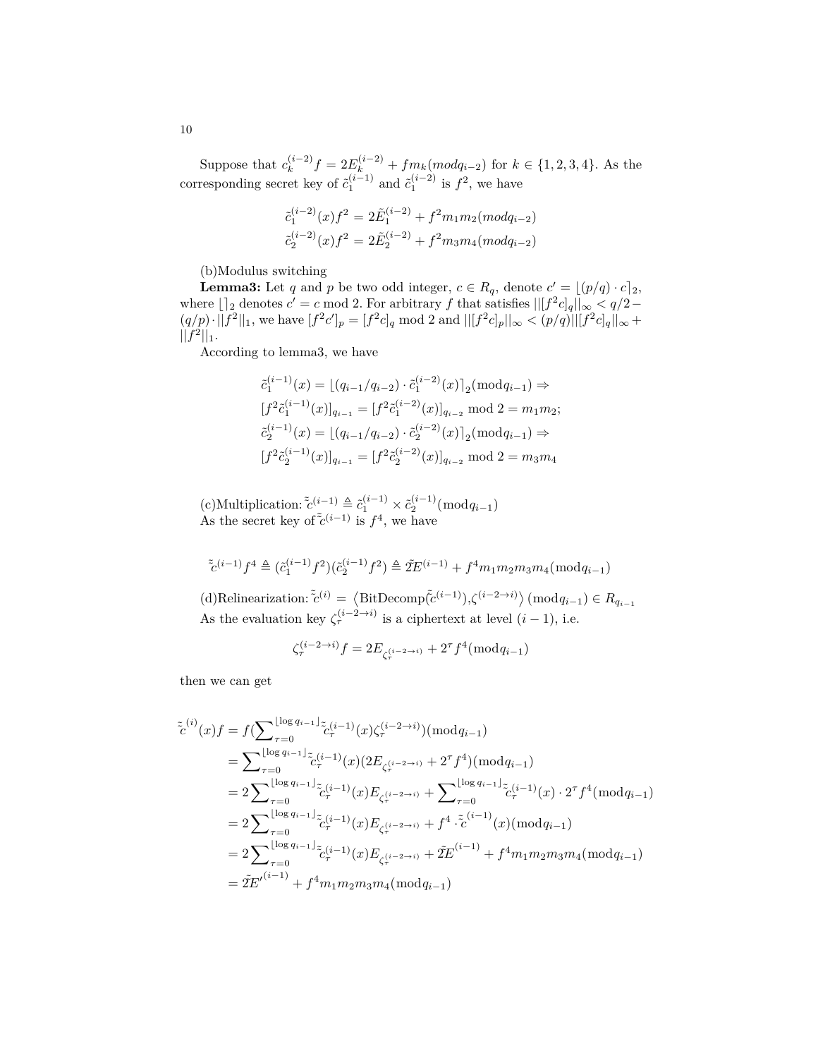Suppose that $c_k^{(i-2)} f = 2E_k^{(i-2)} + fm_k (mod q_{i-2})$ for $k \in \{1,2,3,4\}$. As the corresponding secret key of $\tilde{c}_1^{(i-1)}$ and $\tilde{c}_1^{(i-2)}$ is $f^2$, we have

$$\tilde{c}_1^{(i-2)}(x) f^2 = 2\tilde{E}_1^{(i-2)} + f^2 m_1 m_2 (mod q_{i-2})$$
$$\tilde{c}_2^{(i-2)}(x) f^2 = 2\tilde{E}_2^{(i-2)} + f^2 m_3 m_4 (mod q_{i-2})$$

(b)Modulus switching

**Lemma3:** Let $q$ and $p$ be two odd integer, $c \in R_q$, denote $c' = \lfloor (p/q) \cdot c \rceil_2$, where $\lfloor \rceil_2$ denotes $c' = c \bmod 2$. For arbitrary $f$ that satisfies $||[f^2 c]_q||_\infty < q/2 - (q/p) \cdot ||f^2||_1$, we have $[f^2 c']_p = [f^2 c]_q \bmod 2$ and $||[f^2 c]_p||_\infty < (p/q)||[f^2 c]_q||_\infty + ||f^2||_1$.

According to lemma3, we have

$$\begin{aligned}
&\tilde{c}_1^{(i-1)}(x) = \lfloor (q_{i-1}/q_{i-2}) \cdot \tilde{c}_1^{(i-2)}(x) \rceil_2 (\text{mod} q_{i-1}) \Rightarrow \\
&[f^2 \tilde{c}_1^{(i-1)}(x)]_{q_{i-1}} = [f^2 \tilde{c}_1^{(i-2)}(x)]_{q_{i-2}} \bmod 2 = m_1 m_2; \\
&\tilde{c}_2^{(i-1)}(x) = \lfloor (q_{i-1}/q_{i-2}) \cdot \tilde{c}_2^{(i-2)}(x) \rceil_2 (\text{mod} q_{i-1}) \Rightarrow \\
&[f^2 \tilde{c}_2^{(i-1)}(x)]_{q_{i-1}} = [f^2 \tilde{c}_2^{(i-2)}(x)]_{q_{i-2}} \bmod 2 = m_3 m_4
\end{aligned}$$

(c)Multiplication: $\tilde{\tilde{c}}^{(i-1)} \triangleq \tilde{c}_1^{(i-1)} \times \tilde{c}_2^{(i-1)} (\text{mod} q_{i-1})$

As the secret key of $\tilde{\tilde{c}}^{(i-1)}$ is $f^4$, we have

$$\tilde{\tilde{c}}^{(i-1)} f^4 \triangleq (\tilde{c}_1^{(i-1)} f^2)(\tilde{c}_2^{(i-1)} f^2) \triangleq 2\tilde{\tilde{E}}^{(i-1)} + f^4 m_1 m_2 m_3 m_4 (\text{mod} q_{i-1})$$

(d)Relinearization: $\tilde{\tilde{c}}^{(i)} = \left\langle \text{BitDecomp}(\tilde{\tilde{c}}^{(i-1)}), \zeta^{(i-2 \to i)} \right\rangle (\text{mod} q_{i-1}) \in R_{q_{i-1}}$

As the evaluation key $\zeta_\tau^{(i-2 \to i)}$ is a ciphertext at level $(i-1)$, i.e.

$$\zeta_\tau^{(i-2 \to i)} f = 2E_{\zeta_\tau^{(i-2 \to i)}} + 2^\tau f^4 (\text{mod} q_{i-1})$$

then we can get

$$\begin{aligned}
\tilde{\tilde{c}}^{(i)}(x) f &= f\left(\sum\nolimits_{\tau=0}^{\lfloor \log q_{i-1} \rfloor} \tilde{\tilde{c}}_\tau^{(i-1)}(x) \zeta_\tau^{(i-2 \to i)}\right) (\text{mod} q_{i-1}) \\
&= \sum\nolimits_{\tau=0}^{\lfloor \log q_{i-1} \rfloor} \tilde{\tilde{c}}_\tau^{(i-1)}(x) (2E_{\zeta_\tau^{(i-2 \to i)}} + 2^\tau f^4) (\text{mod} q_{i-1}) \\
&= 2\sum\nolimits_{\tau=0}^{\lfloor \log q_{i-1} \rfloor} \tilde{\tilde{c}}_\tau^{(i-1)}(x) E_{\zeta_\tau^{(i-2 \to i)}} + \sum\nolimits_{\tau=0}^{\lfloor \log q_{i-1} \rfloor} \tilde{\tilde{c}}_\tau^{(i-1)}(x) \cdot 2^\tau f^4 (\text{mod} q_{i-1}) \\
&= 2\sum\nolimits_{\tau=0}^{\lfloor \log q_{i-1} \rfloor} \tilde{\tilde{c}}_\tau^{(i-1)}(x) E_{\zeta_\tau^{(i-2 \to i)}} + f^4 \cdot \tilde{\tilde{c}}^{(i-1)}(x) (\text{mod} q_{i-1}) \\
&= 2\sum\nolimits_{\tau=0}^{\lfloor \log q_{i-1} \rfloor} \tilde{\tilde{c}}_\tau^{(i-1)}(x) E_{\zeta_\tau^{(i-2 \to i)}} + 2\tilde{\tilde{E}}^{(i-1)} + f^4 m_1 m_2 m_3 m_4 (\text{mod} q_{i-1}) \\
&= 2\tilde{\tilde{E}}'^{(i-1)} + f^4 m_1 m_2 m_3 m_4 (\text{mod} q_{i-1})
\end{aligned}$$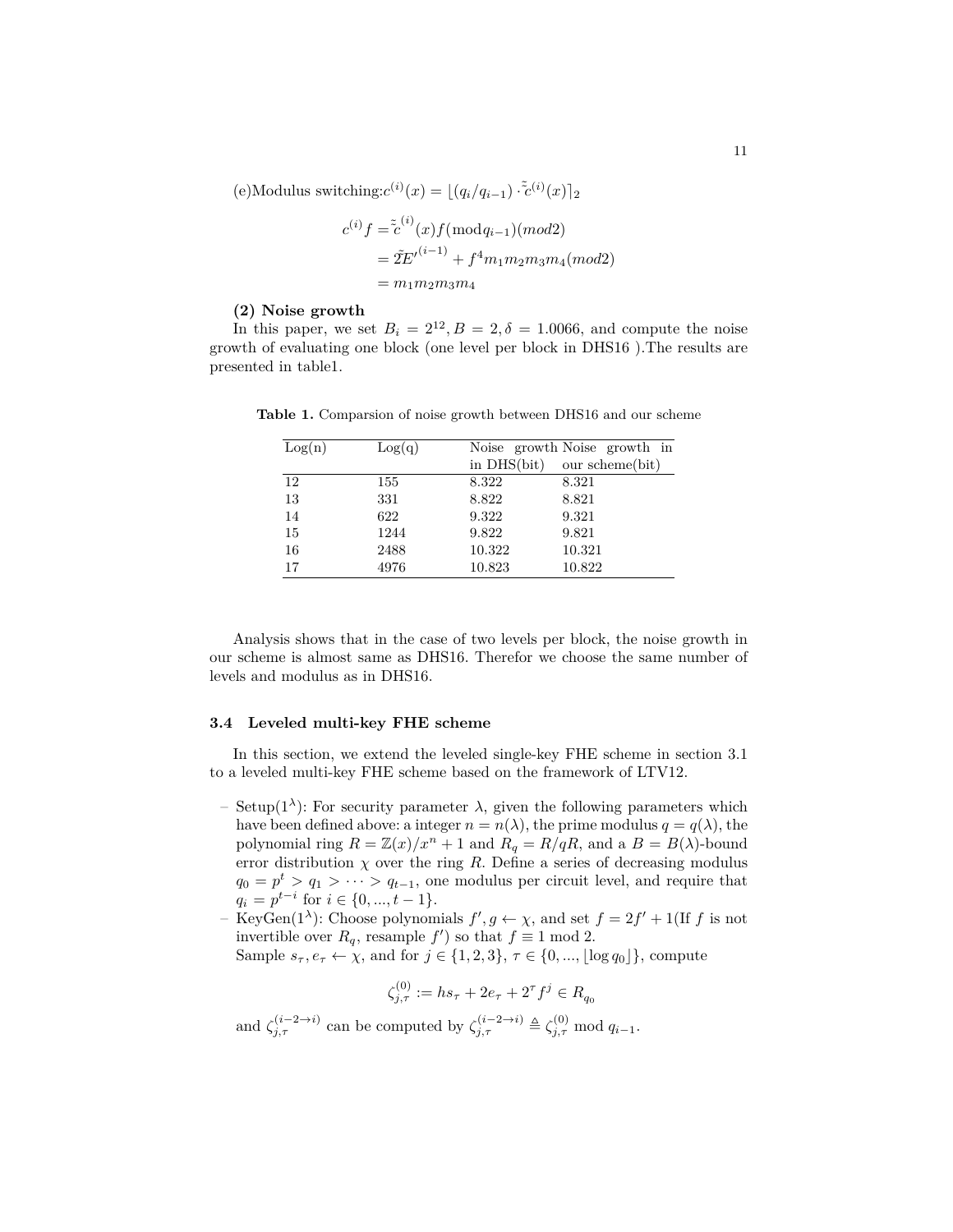(e)Modulus switching:$c^{(i)}(x) = \lfloor (q_i/q_{i-1}) \cdot \tilde{\tilde{c}}^{(i)}(x) \rceil_2$

$$
\begin{aligned}
c^{(i)} f &= \tilde{\tilde{c}}^{(i)}(x) f (\bmod q_{i-1}) (mod 2) \\
&= 2\tilde{\tilde{E}}'^{(i-1)} + f^4 m_1 m_2 m_3 m_4 (mod 2) \\
&= m_1 m_2 m_3 m_4
\end{aligned}
$$

**(2) Noise growth**

In this paper, we set $B_i = 2^{12}, B = 2, \delta = 1.0066$, and compute the noise growth of evaluating one block (one level per block in DHS16 ).The results are presented in table1.

**Table 1.** Comparsion of noise growth between DHS16 and our scheme

| Log(n) | Log(q) | Noise growth in DHS(bit) | Noise growth in our scheme(bit) |
|---|---|---|---|
| 12 | 155 | 8.322 | 8.321 |
| 13 | 331 | 8.822 | 8.821 |
| 14 | 622 | 9.322 | 9.321 |
| 15 | 1244 | 9.822 | 9.821 |
| 16 | 2488 | 10.322 | 10.321 |
| 17 | 4976 | 10.823 | 10.822 |

Analysis shows that in the case of two levels per block, the noise growth in our scheme is almost same as DHS16. Therefor we choose the same number of levels and modulus as in DHS16.

### 3.4 Leveled multi-key FHE scheme

In this section, we extend the leveled single-key FHE scheme in section 3.1 to a leveled multi-key FHE scheme based on the framework of LTV12.

- Setup($1^\lambda$): For security parameter $\lambda$, given the following parameters which have been defined above: a integer $n = n(\lambda)$, the prime modulus $q = q(\lambda)$, the polynomial ring $R = \mathbb{Z}(x)/x^n + 1$ and $R_q = R/qR$, and a $B = B(\lambda)$-bound error distribution $\chi$ over the ring $R$. Define a series of decreasing modulus $q_0 = p^t > q_1 > \cdots > q_{t-1}$, one modulus per circuit level, and require that $q_i = p^{t-i}$ for $i \in \{0, ..., t-1\}$.
- KeyGen($1^\lambda$): Choose polynomials $f', g \leftarrow \chi$, and set $f = 2f' + 1$(If $f$ is not invertible over $R_q$, resample $f'$) so that $f \equiv 1 \bmod 2$.
  Sample $s_\tau, e_\tau \leftarrow \chi$, and for $j \in \{1, 2, 3\}$, $\tau \in \{0, ..., \lfloor \log q_0 \rfloor\}$, compute

$$\zeta_{j,\tau}^{(0)} := h s_\tau + 2e_\tau + 2^\tau f^j \in R_{q_0}$$

  and $\zeta_{j,\tau}^{(i-2\to i)}$ can be computed by $\zeta_{j,\tau}^{(i-2\to i)} \triangleq \zeta_{j,\tau}^{(0)} \bmod q_{i-1}$.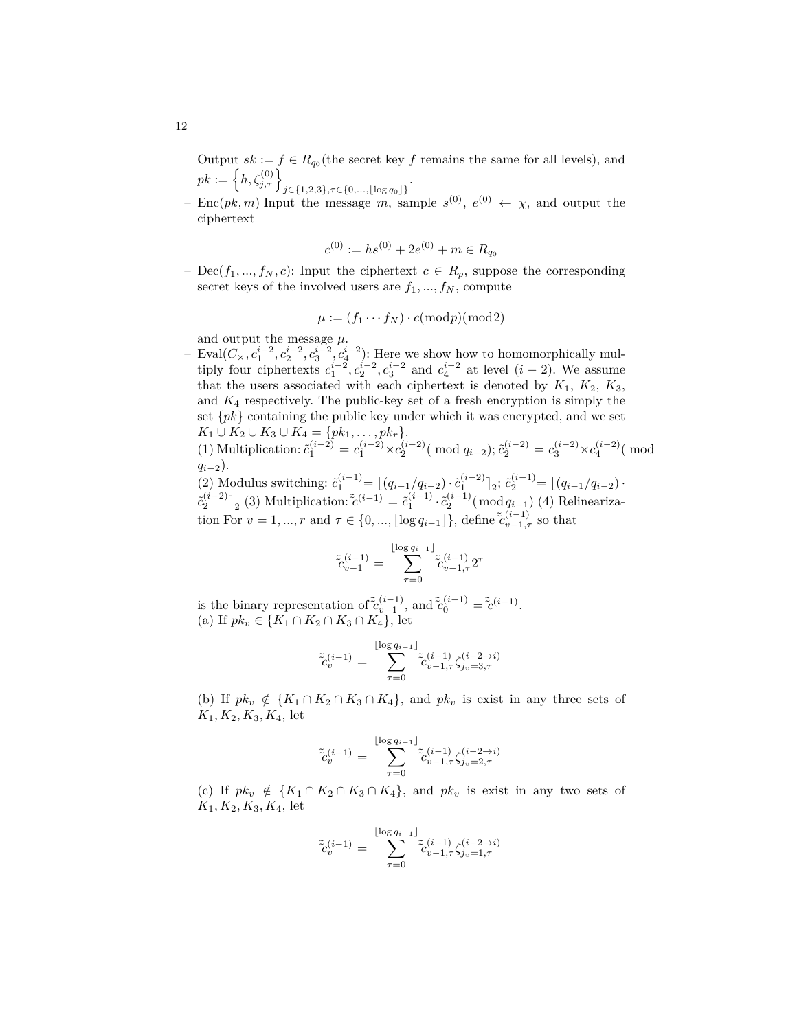Output $sk := f \in R_{q_0}$(the secret key $f$ remains the same for all levels), and $pk := \left\{h, \zeta_{j,\tau}^{(0)}\right\}_{j\in\{1,2,3\},\tau\in\{0,...,\lfloor \log q_0 \rfloor\}}$.

- Enc$(pk, m)$ Input the message $m$, sample $s^{(0)}$, $e^{(0)} \leftarrow \chi$, and output the ciphertext

$$c^{(0)} := hs^{(0)} + 2e^{(0)} + m \in R_{q_0}$$

- Dec$(f_1, ..., f_N, c)$: Input the ciphertext $c \in R_p$, suppose the corresponding secret keys of the involved users are $f_1, ..., f_N$, compute

$$\mu := (f_1 \cdots f_N) \cdot c (\text{mod} p)(\text{mod} 2)$$

and output the message $\mu$.

- Eval$(C_\times, c_1^{i-2}, c_2^{i-2}, c_3^{i-2}, c_4^{i-2})$: Here we show how to homomorphically multiply four ciphertexts $c_1^{i-2}, c_2^{i-2}, c_3^{i-2}$ and $c_4^{i-2}$ at level $(i-2)$. We assume that the users associated with each ciphertext is denoted by $K_1$, $K_2$, $K_3$, and $K_4$ respectively. The public-key set of a fresh encryption is simply the set $\{pk\}$ containing the public key under which it was encrypted, and we set $K_1 \cup K_2 \cup K_3 \cup K_4 = \{pk_1, \ldots, pk_r\}$.
(1) Multiplication: $\tilde{c}_1^{(i-2)} = c_1^{(i-2)} \times c_2^{(i-2)} (\bmod q_{i-2})$; $\tilde{c}_2^{(i-2)} = c_3^{(i-2)} \times c_4^{(i-2)} (\bmod q_{i-2})$.
(2) Modulus switching: $\tilde{c}_1^{(i-1)} = \lfloor (q_{i-1}/q_{i-2}) \cdot \tilde{c}_1^{(i-2)} \rceil_2$; $\tilde{c}_2^{(i-1)} = \lfloor (q_{i-1}/q_{i-2}) \cdot \tilde{c}_2^{(i-2)} \rceil_2$ (3) Multiplication: $\tilde{\tilde{c}}^{(i-1)} = \tilde{c}_1^{(i-1)} \cdot \tilde{c}_2^{(i-1)} (\bmod q_{i-1})$ (4) Relinearization For $v = 1, ..., r$ and $\tau \in \{0, ..., \lfloor \log q_{i-1} \rfloor\}$, define $\tilde{\tilde{c}}_{v-1,\tau}^{(i-1)}$ so that

$$\tilde{\tilde{c}}_{v-1}^{(i-1)} = \sum_{\tau=0}^{\lfloor \log q_{i-1} \rfloor} \tilde{\tilde{c}}_{v-1,\tau}^{(i-1)} 2^\tau$$

is the binary representation of $\tilde{\tilde{c}}_{v-1}^{(i-1)}$, and $\tilde{\tilde{c}}_0^{(i-1)} = \tilde{\tilde{c}}^{(i-1)}$.
(a) If $pk_v \in \{K_1 \cap K_2 \cap K_3 \cap K_4\}$, let

$$\tilde{\tilde{c}}_v^{(i-1)} = \sum_{\tau=0}^{\lfloor \log q_{i-1} \rfloor} \tilde{\tilde{c}}_{v-1,\tau}^{(i-1)} \zeta_{j_v=3,\tau}^{(i-2\to i)}$$

(b) If $pk_v \notin \{K_1 \cap K_2 \cap K_3 \cap K_4\}$, and $pk_v$ is exist in any three sets of $K_1, K_2, K_3, K_4$, let

$$\tilde{\tilde{c}}_v^{(i-1)} = \sum_{\tau=0}^{\lfloor \log q_{i-1} \rfloor} \tilde{\tilde{c}}_{v-1,\tau}^{(i-1)} \zeta_{j_v=2,\tau}^{(i-2\to i)}$$

(c) If $pk_v \notin \{K_1 \cap K_2 \cap K_3 \cap K_4\}$, and $pk_v$ is exist in any two sets of $K_1, K_2, K_3, K_4$, let

$$\tilde{\tilde{c}}_v^{(i-1)} = \sum_{\tau=0}^{\lfloor \log q_{i-1} \rfloor} \tilde{\tilde{c}}_{v-1,\tau}^{(i-1)} \zeta_{j_v=1,\tau}^{(i-2\to i)}$$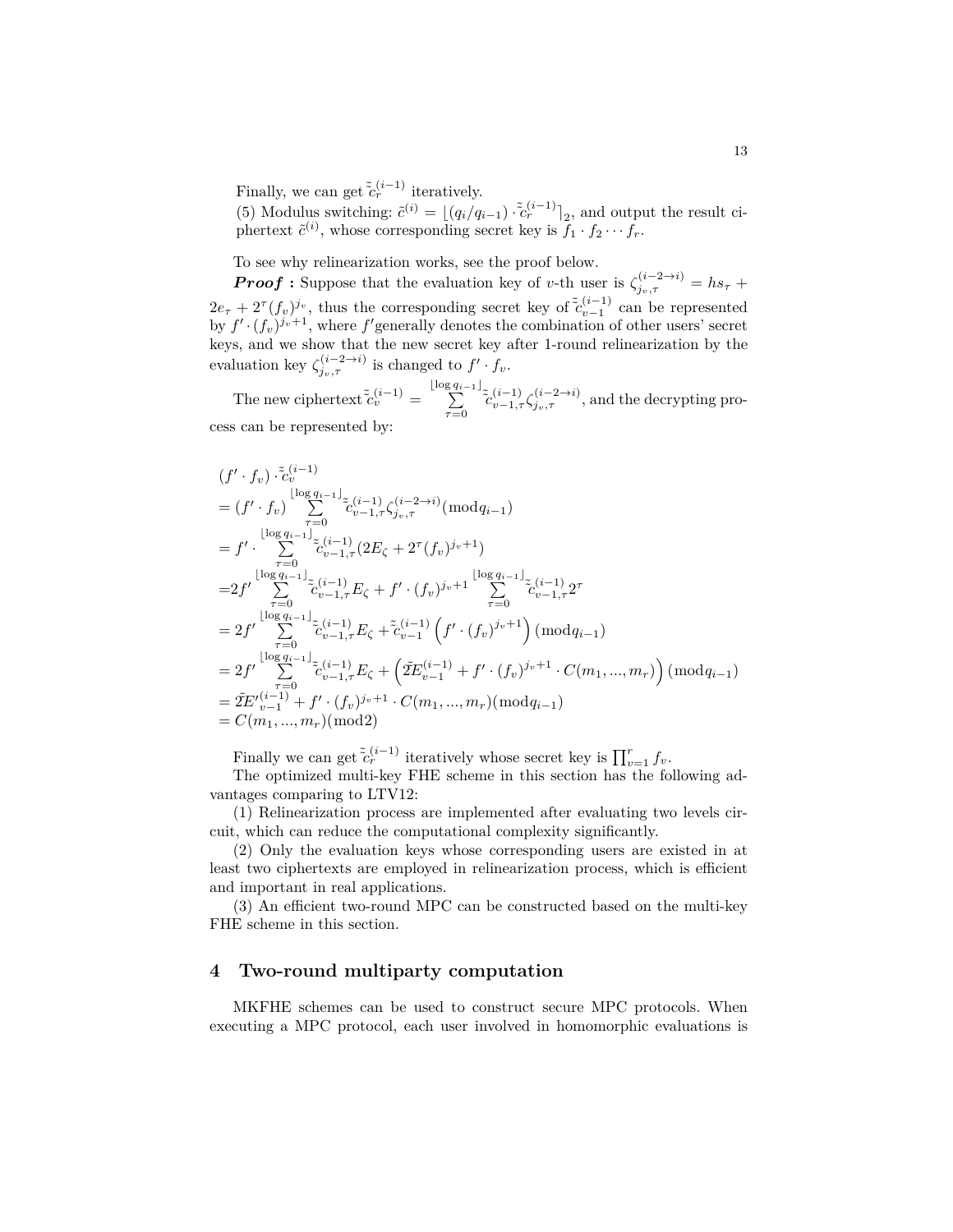Finally, we can get $\tilde{\tilde{c}}_r^{(i-1)}$ iteratively.

(5) Modulus switching: $\tilde{c}^{(i)} = \lfloor (q_i/q_{i-1}) \cdot \tilde{\tilde{c}}_r^{(i-1)} \rceil_2$, and output the result ciphertext $\tilde{c}^{(i)}$, whose corresponding secret key is $f_1 \cdot f_2 \cdots f_r$.

To see why relinearization works, see the proof below.

***Proof*** **:** Suppose that the evaluation key of $v$-th user is $\zeta_{j_v,\tau}^{(i-2\to i)} = hs_\tau + 2e_\tau + 2^\tau (f_v)^{j_v}$, thus the corresponding secret key of $\tilde{\tilde{c}}_{v-1}^{(i-1)}$ can be represented by $f' \cdot (f_v)^{j_v+1}$, where $f'$generally denotes the combination of other users' secret keys, and we show that the new secret key after 1-round relinearization by the evaluation key $\zeta_{j_v,\tau}^{(i-2\to i)}$ is changed to $f' \cdot f_v$.

The new ciphertext $\tilde{\tilde{c}}_v^{(i-1)} = \sum_{\tau=0}^{\lfloor \log q_{i-1} \rfloor} \tilde{\tilde{c}}_{v-1,\tau}^{(i-1)} \zeta_{j_v,\tau}^{(i-2\to i)}$, and the decrypting process can be represented by:

$$
\begin{aligned}
&(f' \cdot f_v) \cdot \tilde{\tilde{c}}_v^{(i-1)} \\
&= (f' \cdot f_v) \sum_{\tau=0}^{\lfloor \log q_{i-1} \rfloor} \tilde{\tilde{c}}_{v-1,\tau}^{(i-1)} \zeta_{j_v,\tau}^{(i-2\to i)} (\mathrm{mod} q_{i-1}) \\
&= f' \cdot \sum_{\tau=0}^{\lfloor \log q_{i-1} \rfloor} \tilde{\tilde{c}}_{v-1,\tau}^{(i-1)} (2E_\zeta + 2^\tau (f_v)^{j_v+1}) \\
&= 2f' \sum_{\tau=0}^{\lfloor \log q_{i-1} \rfloor} \tilde{\tilde{c}}_{v-1,\tau}^{(i-1)} E_\zeta + f' \cdot (f_v)^{j_v+1} \sum_{\tau=0}^{\lfloor \log q_{i-1} \rfloor} \tilde{\tilde{c}}_{v-1,\tau}^{(i-1)} 2^\tau \\
&= 2f' \sum_{\tau=0}^{\lfloor \log q_{i-1} \rfloor} \tilde{\tilde{c}}_{v-1,\tau}^{(i-1)} E_\zeta + \tilde{\tilde{c}}_{v-1}^{(i-1)} \left( f' \cdot (f_v)^{j_v+1} \right) (\mathrm{mod} q_{i-1}) \\
&= 2f' \sum_{\tau=0}^{\lfloor \log q_{i-1} \rfloor} \tilde{\tilde{c}}_{v-1,\tau}^{(i-1)} E_\zeta + \left( 2\tilde{E}_{v-1}^{(i-1)} + f' \cdot (f_v)^{j_v+1} \cdot C(m_1, ..., m_r) \right) (\mathrm{mod} q_{i-1}) \\
&= 2\tilde{E}'^{(i-1)}_{v-1} + f' \cdot (f_v)^{j_v+1} \cdot C(m_1, ..., m_r) (\mathrm{mod} q_{i-1}) \\
&= C(m_1, ..., m_r) (\mathrm{mod} 2)
\end{aligned}
$$

Finally we can get $\tilde{\tilde{c}}_r^{(i-1)}$ iteratively whose secret key is $\prod_{v=1}^r f_v$.

The optimized multi-key FHE scheme in this section has the following advantages comparing to LTV12:

(1) Relinearization process are implemented after evaluating two levels circuit, which can reduce the computational complexity significantly.

(2) Only the evaluation keys whose corresponding users are existed in at least two ciphertexts are employed in relinearization process, which is efficient and important in real applications.

(3) An efficient two-round MPC can be constructed based on the multi-key FHE scheme in this section.

## 4 Two-round multiparty computation

MKFHE schemes can be used to construct secure MPC protocols. When executing a MPC protocol, each user involved in homomorphic evaluations is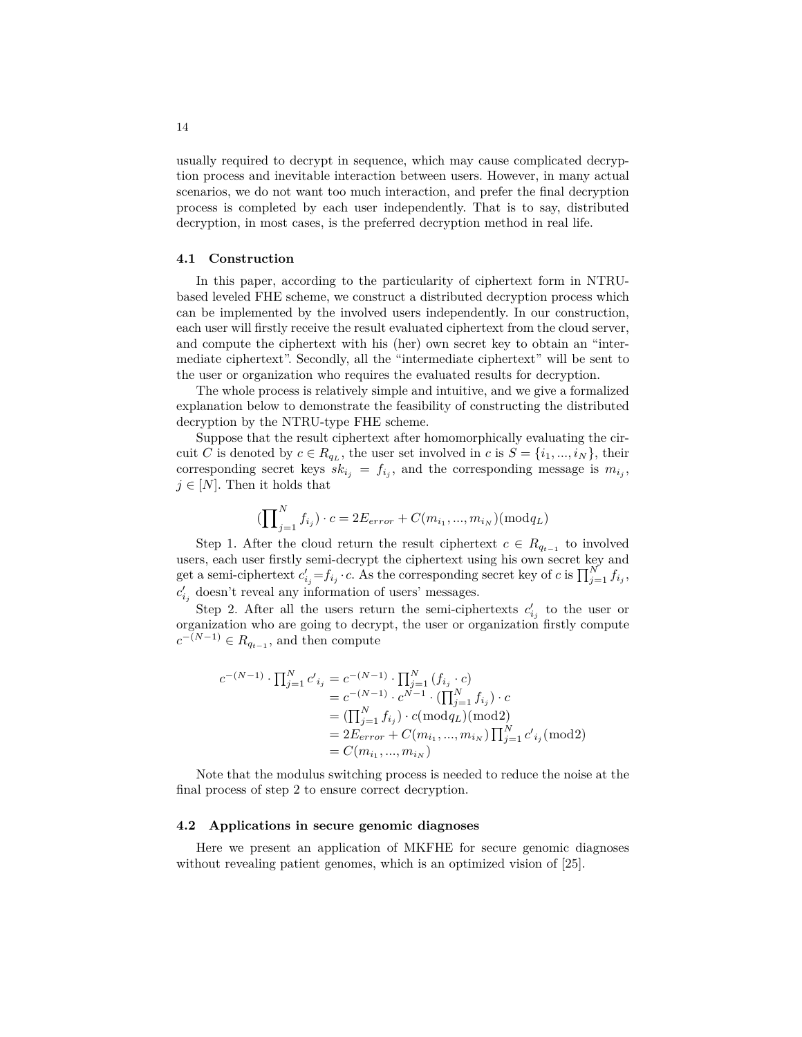usually required to decrypt in sequence, which may cause complicated decryption process and inevitable interaction between users. However, in many actual scenarios, we do not want too much interaction, and prefer the final decryption process is completed by each user independently. That is to say, distributed decryption, in most cases, is the preferred decryption method in real life.

### 4.1 Construction

In this paper, according to the particularity of ciphertext form in NTRU-based leveled FHE scheme, we construct a distributed decryption process which can be implemented by the involved users independently. In our construction, each user will firstly receive the result evaluated ciphertext from the cloud server, and compute the ciphertext with his (her) own secret key to obtain an "intermediate ciphertext". Secondly, all the "intermediate ciphertext" will be sent to the user or organization who requires the evaluated results for decryption.

The whole process is relatively simple and intuitive, and we give a formalized explanation below to demonstrate the feasibility of constructing the distributed decryption by the NTRU-type FHE scheme.

Suppose that the result ciphertext after homomorphically evaluating the circuit $C$ is denoted by $c \in R_{q_L}$, the user set involved in $c$ is $S = \{i_1, ..., i_N\}$, their corresponding secret keys $sk_{i_j} = f_{i_j}$, and the corresponding message is $m_{i_j}$, $j \in [N]$. Then it holds that

$$(\prod_{j=1}^{N} f_{i_j}) \cdot c = 2E_{error} + C(m_{i_1}, ..., m_{i_N})(\text{mod} q_L)$$

Step 1. After the cloud return the result ciphertext $c \in R_{q_{t-1}}$ to involved users, each user firstly semi-decrypt the ciphertext using his own secret key and get a semi-ciphertext $c'_{i_j}{=}f_{i_j} \cdot c$. As the corresponding secret key of $c$ is $\prod_{j=1}^{N} f_{i_j}$, $c'_{i_j}$ doesn't reveal any information of users' messages.

Step 2. After all the users return the semi-ciphertexts $c'_{i_j}$ to the user or organization who are going to decrypt, the user or organization firstly compute $c^{-(N-1)} \in R_{q_{t-1}}$, and then compute

$$\begin{aligned}
c^{-(N-1)} \cdot \prod_{j=1}^{N} c'_{i_j} &= c^{-(N-1)} \cdot \prod_{j=1}^{N} (f_{i_j} \cdot c) \\
&= c^{-(N-1)} \cdot c^{N-1} \cdot (\prod_{j=1}^{N} f_{i_j}) \cdot c \\
&= (\prod_{j=1}^{N} f_{i_j}) \cdot c(\text{mod} q_L)(\text{mod} 2) \\
&= 2E_{error} + C(m_{i_1}, ..., m_{i_N}) \prod_{j=1}^{N} c'_{i_j}(\text{mod} 2) \\
&= C(m_{i_1}, ..., m_{i_N})
\end{aligned}$$

Note that the modulus switching process is needed to reduce the noise at the final process of step 2 to ensure correct decryption.

### 4.2 Applications in secure genomic diagnoses

Here we present an application of MKFHE for secure genomic diagnoses without revealing patient genomes, which is an optimized vision of [25].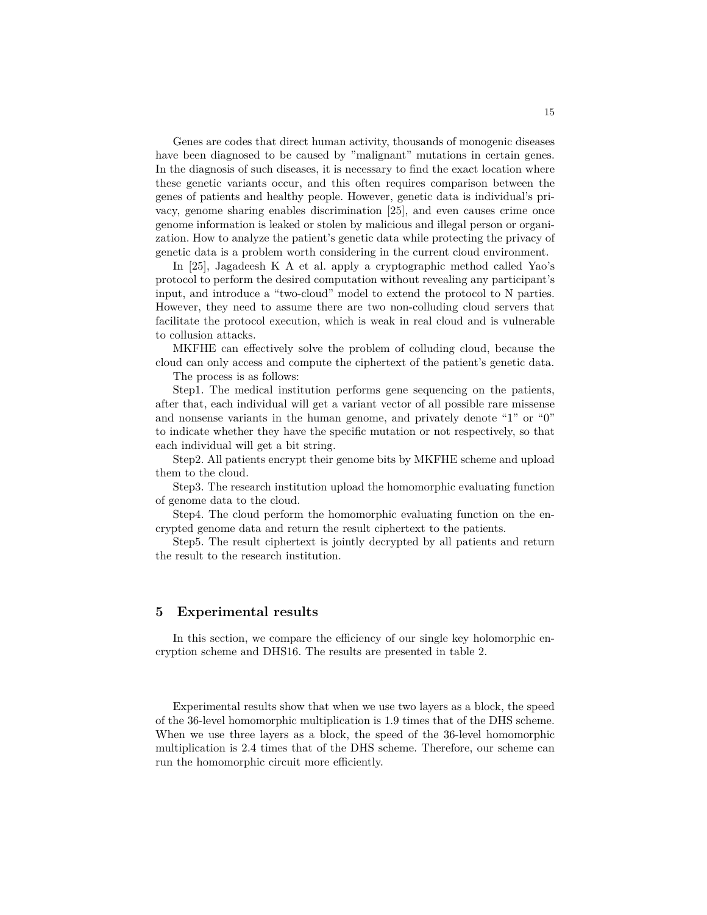Genes are codes that direct human activity, thousands of monogenic diseases have been diagnosed to be caused by "malignant" mutations in certain genes. In the diagnosis of such diseases, it is necessary to find the exact location where these genetic variants occur, and this often requires comparison between the genes of patients and healthy people. However, genetic data is individual's privacy, genome sharing enables discrimination [25], and even causes crime once genome information is leaked or stolen by malicious and illegal person or organization. How to analyze the patient's genetic data while protecting the privacy of genetic data is a problem worth considering in the current cloud environment.

In [25], Jagadeesh K A et al. apply a cryptographic method called Yao's protocol to perform the desired computation without revealing any participant's input, and introduce a "two-cloud" model to extend the protocol to N parties. However, they need to assume there are two non-colluding cloud servers that facilitate the protocol execution, which is weak in real cloud and is vulnerable to collusion attacks.

MKFHE can effectively solve the problem of colluding cloud, because the cloud can only access and compute the ciphertext of the patient's genetic data.

The process is as follows:

Step1. The medical institution performs gene sequencing on the patients, after that, each individual will get a variant vector of all possible rare missense and nonsense variants in the human genome, and privately denote "1" or "0" to indicate whether they have the specific mutation or not respectively, so that each individual will get a bit string.

Step2. All patients encrypt their genome bits by MKFHE scheme and upload them to the cloud.

Step3. The research institution upload the homomorphic evaluating function of genome data to the cloud.

Step4. The cloud perform the homomorphic evaluating function on the encrypted genome data and return the result ciphertext to the patients.

Step5. The result ciphertext is jointly decrypted by all patients and return the result to the research institution.

## 5 Experimental results

In this section, we compare the efficiency of our single key holomorphic encryption scheme and DHS16. The results are presented in table 2.

Experimental results show that when we use two layers as a block, the speed of the 36-level homomorphic multiplication is 1.9 times that of the DHS scheme. When we use three layers as a block, the speed of the 36-level homomorphic multiplication is 2.4 times that of the DHS scheme. Therefore, our scheme can run the homomorphic circuit more efficiently.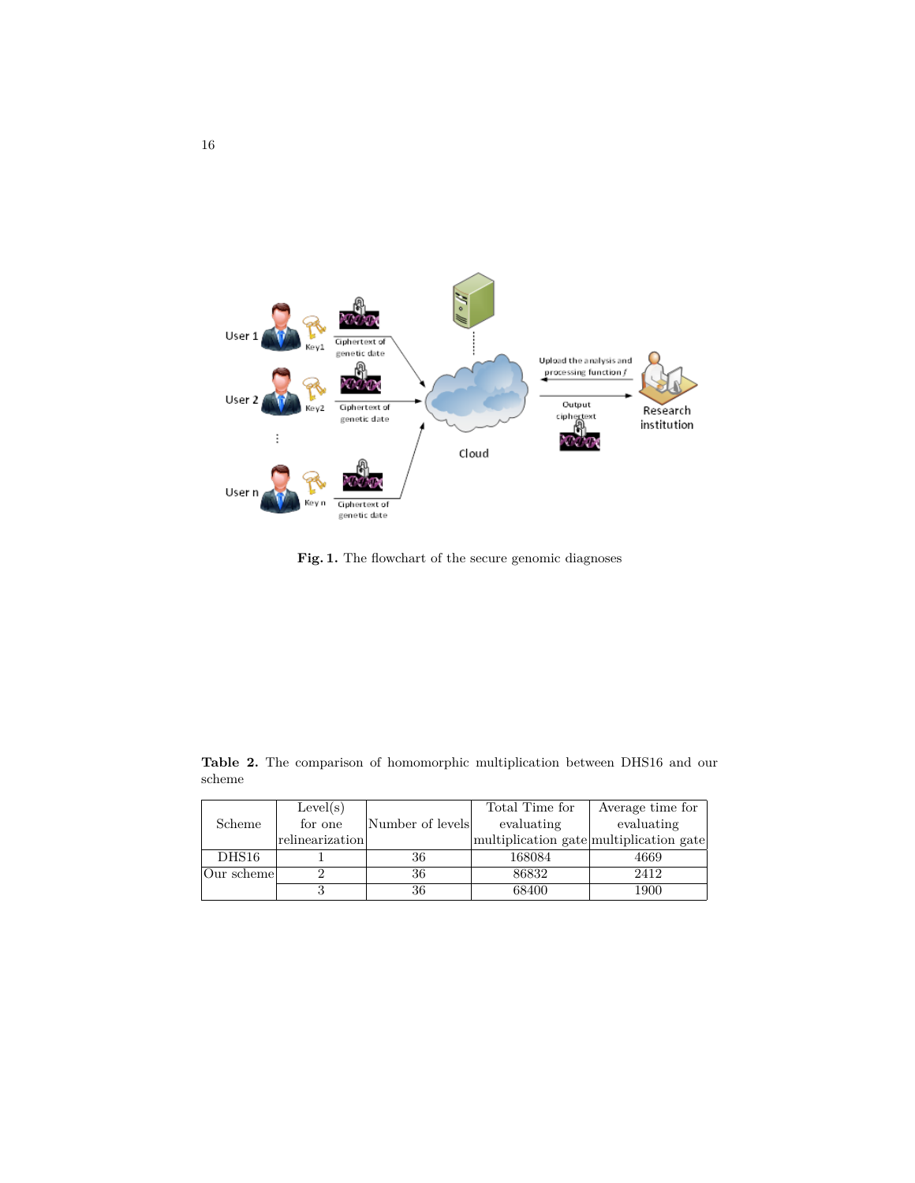**Fig. 1.** The flowchart of the secure genomic diagnoses

**Table 2.** The comparison of homomorphic multiplication between DHS16 and our scheme

| Scheme | Level(s) for one relinearization | Number of levels | Total Time for evaluating multiplication gate | Average time for evaluating multiplication gate |
|---|---|---|---|---|
| DHS16 | 1 | 36 | 168084 | 4669 |
| Our scheme | 2 | 36 | 86832 | 2412 |
| | 3 | 36 | 68400 | 1900 |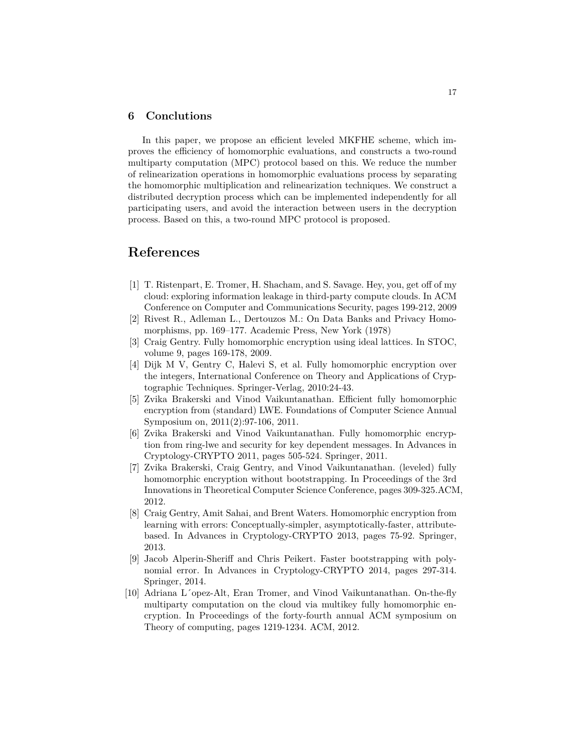## 6 Conclutions

In this paper, we propose an efficient leveled MKFHE scheme, which improves the efficiency of homomorphic evaluations, and constructs a two-round multiparty computation (MPC) protocol based on this. We reduce the number of relinearization operations in homomorphic evaluations process by separating the homomorphic multiplication and relinearization techniques. We construct a distributed decryption process which can be implemented independently for all participating users, and avoid the interaction between users in the decryption process. Based on this, a two-round MPC protocol is proposed.

# References

[1] T. Ristenpart, E. Tromer, H. Shacham, and S. Savage. Hey, you, get off of my cloud: exploring information leakage in third-party compute clouds. In ACM Conference on Computer and Communications Security, pages 199-212, 2009

[2] Rivest R., Adleman L., Dertouzos M.: On Data Banks and Privacy Homomorphisms, pp. 169–177. Academic Press, New York (1978)

[3] Craig Gentry. Fully homomorphic encryption using ideal lattices. In STOC, volume 9, pages 169-178, 2009.

[4] Dijk M V, Gentry C, Halevi S, et al. Fully homomorphic encryption over the integers, International Conference on Theory and Applications of Cryptographic Techniques. Springer-Verlag, 2010:24-43.

[5] Zvika Brakerski and Vinod Vaikuntanathan. Efficient fully homomorphic encryption from (standard) LWE. Foundations of Computer Science Annual Symposium on, 2011(2):97-106, 2011.

[6] Zvika Brakerski and Vinod Vaikuntanathan. Fully homomorphic encryption from ring-lwe and security for key dependent messages. In Advances in Cryptology-CRYPTO 2011, pages 505-524. Springer, 2011.

[7] Zvika Brakerski, Craig Gentry, and Vinod Vaikuntanathan. (leveled) fully homomorphic encryption without bootstrapping. In Proceedings of the 3rd Innovations in Theoretical Computer Science Conference, pages 309-325.ACM, 2012.

[8] Craig Gentry, Amit Sahai, and Brent Waters. Homomorphic encryption from learning with errors: Conceptually-simpler, asymptotically-faster, attribute-based. In Advances in Cryptology-CRYPTO 2013, pages 75-92. Springer, 2013.

[9] Jacob Alperin-Sheriff and Chris Peikert. Faster bootstrapping with polynomial error. In Advances in Cryptology-CRYPTO 2014, pages 297-314. Springer, 2014.

[10] Adriana López-Alt, Eran Tromer, and Vinod Vaikuntanathan. On-the-fly multiparty computation on the cloud via multikey fully homomorphic encryption. In Proceedings of the forty-fourth annual ACM symposium on Theory of computing, pages 1219-1234. ACM, 2012.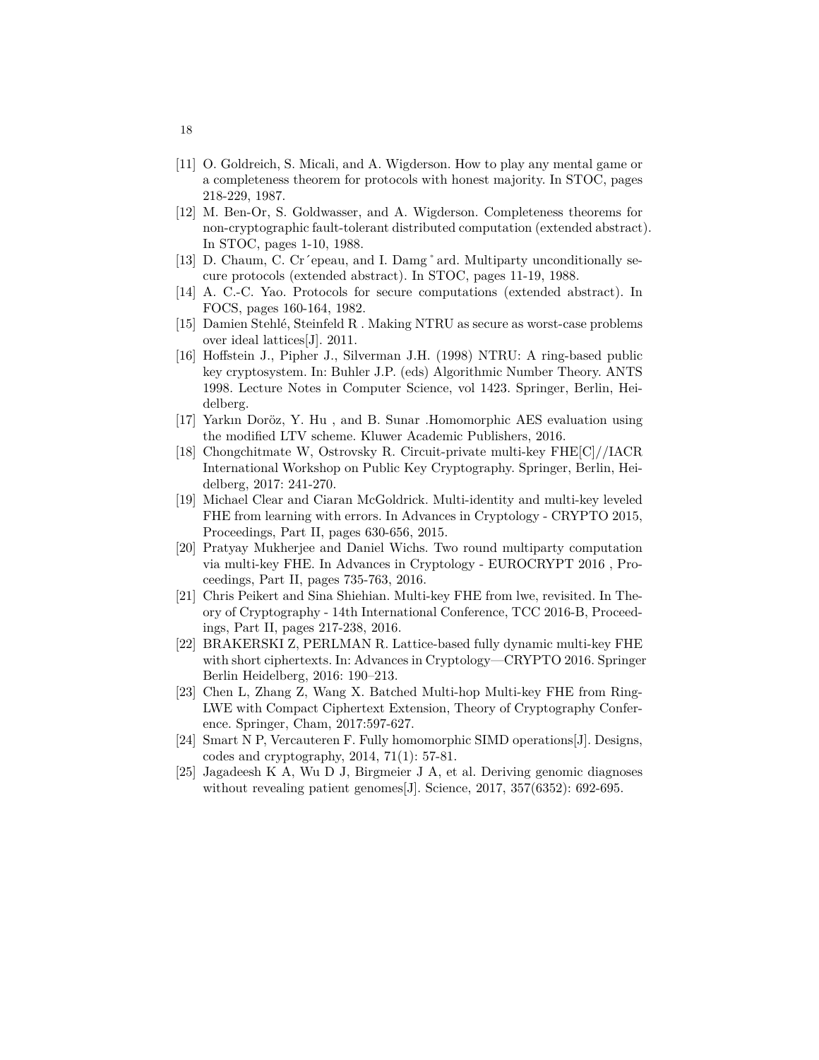[11] O. Goldreich, S. Micali, and A. Wigderson. How to play any mental game or a completeness theorem for protocols with honest majority. In STOC, pages 218-229, 1987.

[12] M. Ben-Or, S. Goldwasser, and A. Wigderson. Completeness theorems for non-cryptographic fault-tolerant distributed computation (extended abstract). In STOC, pages 1-10, 1988.

[13] D. Chaum, C. Cr´epeau, and I. Damg˚ard. Multiparty unconditionally secure protocols (extended abstract). In STOC, pages 11-19, 1988.

[14] A. C.-C. Yao. Protocols for secure computations (extended abstract). In FOCS, pages 160-164, 1982.

[15] Damien Stehlé, Steinfeld R . Making NTRU as secure as worst-case problems over ideal lattices[J]. 2011.

[16] Hoffstein J., Pipher J., Silverman J.H. (1998) NTRU: A ring-based public key cryptosystem. In: Buhler J.P. (eds) Algorithmic Number Theory. ANTS 1998. Lecture Notes in Computer Science, vol 1423. Springer, Berlin, Heidelberg.

[17] Yarkın Doröz, Y. Hu , and B. Sunar .Homomorphic AES evaluation using the modified LTV scheme. Kluwer Academic Publishers, 2016.

[18] Chongchitmate W, Ostrovsky R. Circuit-private multi-key FHE[C]//IACR International Workshop on Public Key Cryptography. Springer, Berlin, Heidelberg, 2017: 241-270.

[19] Michael Clear and Ciaran McGoldrick. Multi-identity and multi-key leveled FHE from learning with errors. In Advances in Cryptology - CRYPTO 2015, Proceedings, Part II, pages 630-656, 2015.

[20] Pratyay Mukherjee and Daniel Wichs. Two round multiparty computation via multi-key FHE. In Advances in Cryptology - EUROCRYPT 2016 , Proceedings, Part II, pages 735-763, 2016.

[21] Chris Peikert and Sina Shiehian. Multi-key FHE from lwe, revisited. In Theory of Cryptography - 14th International Conference, TCC 2016-B, Proceedings, Part II, pages 217-238, 2016.

[22] BRAKERSKI Z, PERLMAN R. Lattice-based fully dynamic multi-key FHE with short ciphertexts. In: Advances in Cryptology—CRYPTO 2016. Springer Berlin Heidelberg, 2016: 190–213.

[23] Chen L, Zhang Z, Wang X. Batched Multi-hop Multi-key FHE from Ring-LWE with Compact Ciphertext Extension, Theory of Cryptography Conference. Springer, Cham, 2017:597-627.

[24] Smart N P, Vercauteren F. Fully homomorphic SIMD operations[J]. Designs, codes and cryptography, 2014, 71(1): 57-81.

[25] Jagadeesh K A, Wu D J, Birgmeier J A, et al. Deriving genomic diagnoses without revealing patient genomes[J]. Science, 2017, 357(6352): 692-695.